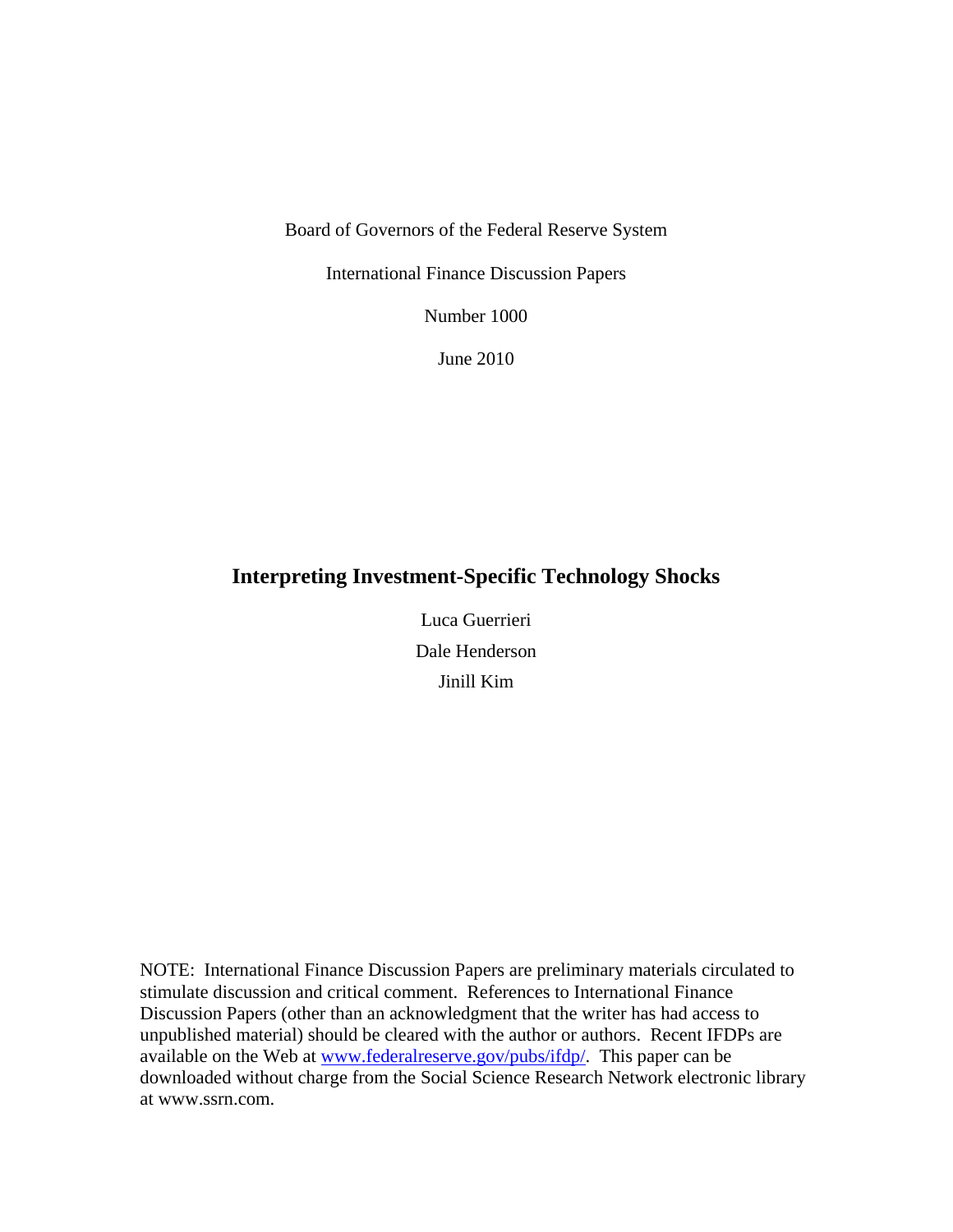Board of Governors of the Federal Reserve System

International Finance Discussion Papers

Number 1000

June 2010

# Interpreting Investment-Specific Technology Shocks

Luca Guerrieri

Dale Henderson

Jinill Kim

NOTE: International Finance Discussion Papers are preliminary materials circulated to stimulate discussion and critical comment. References to International Finance Discussion Papers (other than an acknowledgment that the writer has had access to unpublished material) should be cleared with the author or authors. Recent IFDPs are available on the Web at [www.federalreserve.gov/pubs/ifdp/](www.federalreserve.gov/pubs/ifdp/). This paper can be downloaded without charge from the Social Science Research Network electronic library at www.ssrn.com.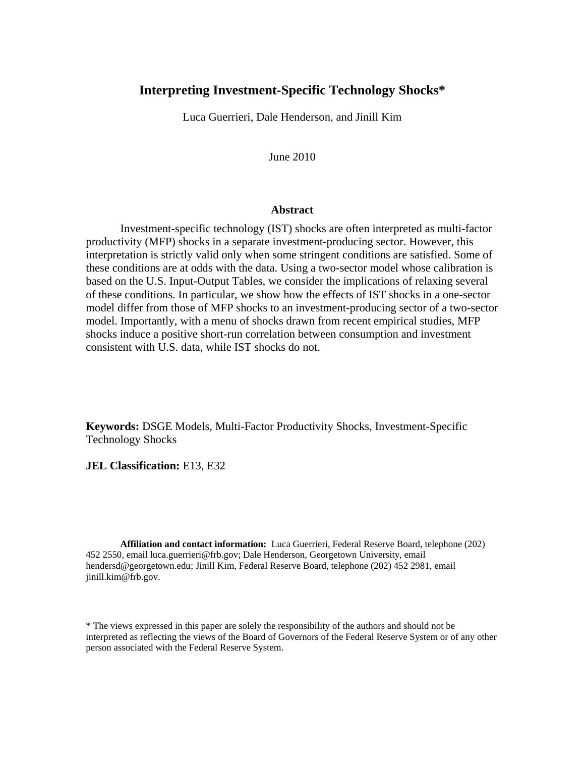# Interpreting Investment-Specific Technology Shocks*

Luca Guerrieri, Dale Henderson, and Jinill Kim

June 2010

## Abstract

Investment-specific technology (IST) shocks are often interpreted as multi-factor productivity (MFP) shocks in a separate investment-producing sector. However, this interpretation is strictly valid only when some stringent conditions are satisfied. Some of these conditions are at odds with the data. Using a two-sector model whose calibration is based on the U.S. Input-Output Tables, we consider the implications of relaxing several of these conditions. In particular, we show how the effects of IST shocks in a one-sector model differ from those of MFP shocks to an investment-producing sector of a two-sector model. Importantly, with a menu of shocks drawn from recent empirical studies, MFP shocks induce a positive short-run correlation between consumption and investment consistent with U.S. data, while IST shocks do not.

**Keywords:** DSGE Models, Multi-Factor Productivity Shocks, Investment-Specific Technology Shocks

**JEL Classification:** E13, E32

**Affiliation and contact information:** Luca Guerrieri, Federal Reserve Board, telephone (202) 452 2550, email luca.guerrieri@frb.gov; Dale Henderson, Georgetown University, email hendersd@georgetown.edu; Jinill Kim, Federal Reserve Board, telephone (202) 452 2981, email jinill.kim@frb.gov.

* The views expressed in this paper are solely the responsibility of the authors and should not be interpreted as reflecting the views of the Board of Governors of the Federal Reserve System or of any other person associated with the Federal Reserve System.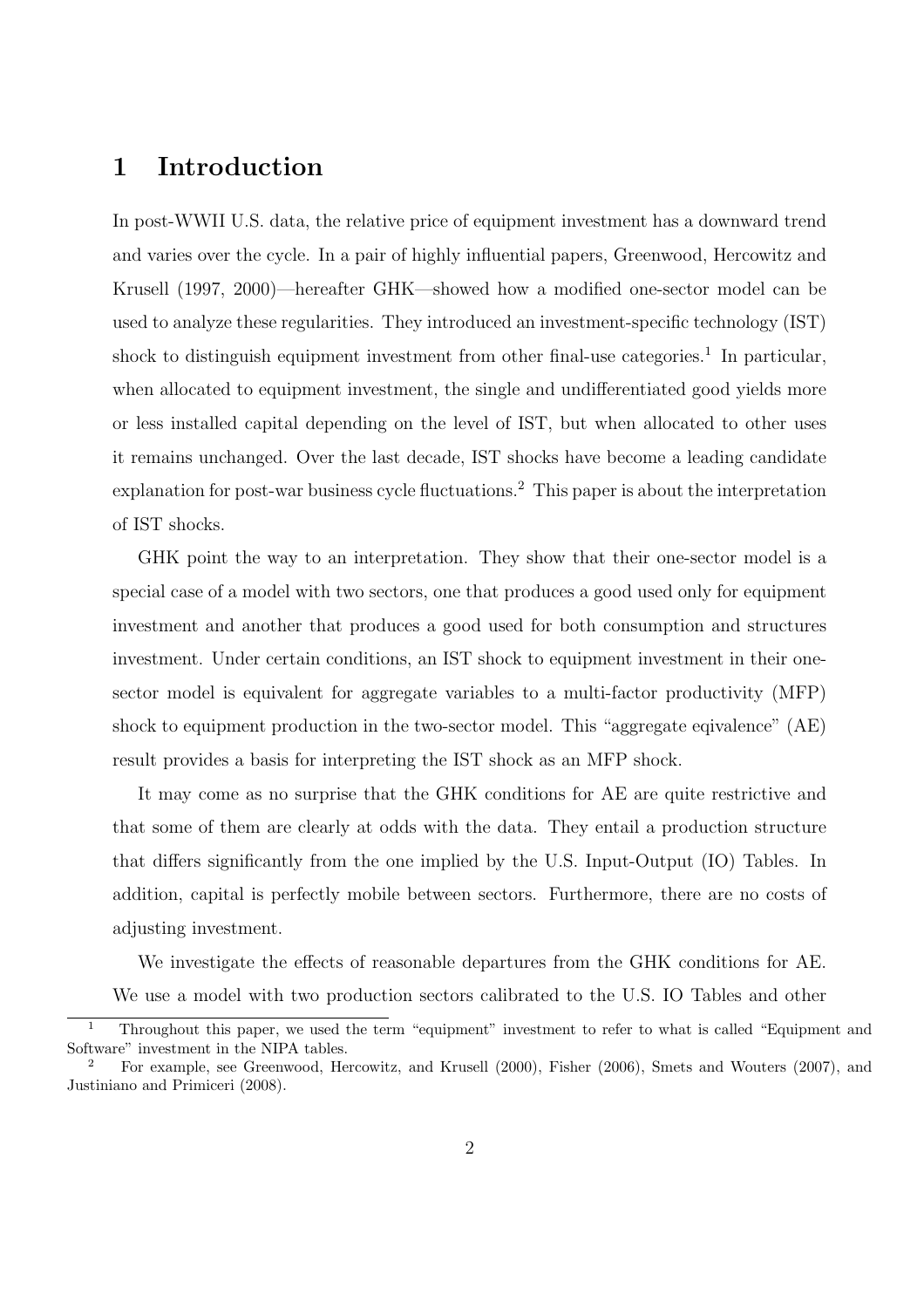# 1 Introduction

In post-WWII U.S. data, the relative price of equipment investment has a downward trend and varies over the cycle. In a pair of highly influential papers, Greenwood, Hercowitz and Krusell (1997, 2000)—hereafter GHK—showed how a modified one-sector model can be used to analyze these regularities. They introduced an investment-specific technology (IST) shock to distinguish equipment investment from other final-use categories.[1] In particular, when allocated to equipment investment, the single and undifferentiated good yields more or less installed capital depending on the level of IST, but when allocated to other uses it remains unchanged. Over the last decade, IST shocks have become a leading candidate explanation for post-war business cycle fluctuations.[2] This paper is about the interpretation of IST shocks.

GHK point the way to an interpretation. They show that their one-sector model is a special case of a model with two sectors, one that produces a good used only for equipment investment and another that produces a good used for both consumption and structures investment. Under certain conditions, an IST shock to equipment investment in their one-sector model is equivalent for aggregate variables to a multi-factor productivity (MFP) shock to equipment production in the two-sector model. This "aggregate eqivalence" (AE) result provides a basis for interpreting the IST shock as an MFP shock.

It may come as no surprise that the GHK conditions for AE are quite restrictive and that some of them are clearly at odds with the data. They entail a production structure that differs significantly from the one implied by the U.S. Input-Output (IO) Tables. In addition, capital is perfectly mobile between sectors. Furthermore, there are no costs of adjusting investment.

We investigate the effects of reasonable departures from the GHK conditions for AE. We use a model with two production sectors calibrated to the U.S. IO Tables and other

---

[1] Throughout this paper, we used the term "equipment" investment to refer to what is called "Equipment and Software" investment in the NIPA tables.

[2] For example, see Greenwood, Hercowitz, and Krusell (2000), Fisher (2006), Smets and Wouters (2007), and Justiniano and Primiceri (2008).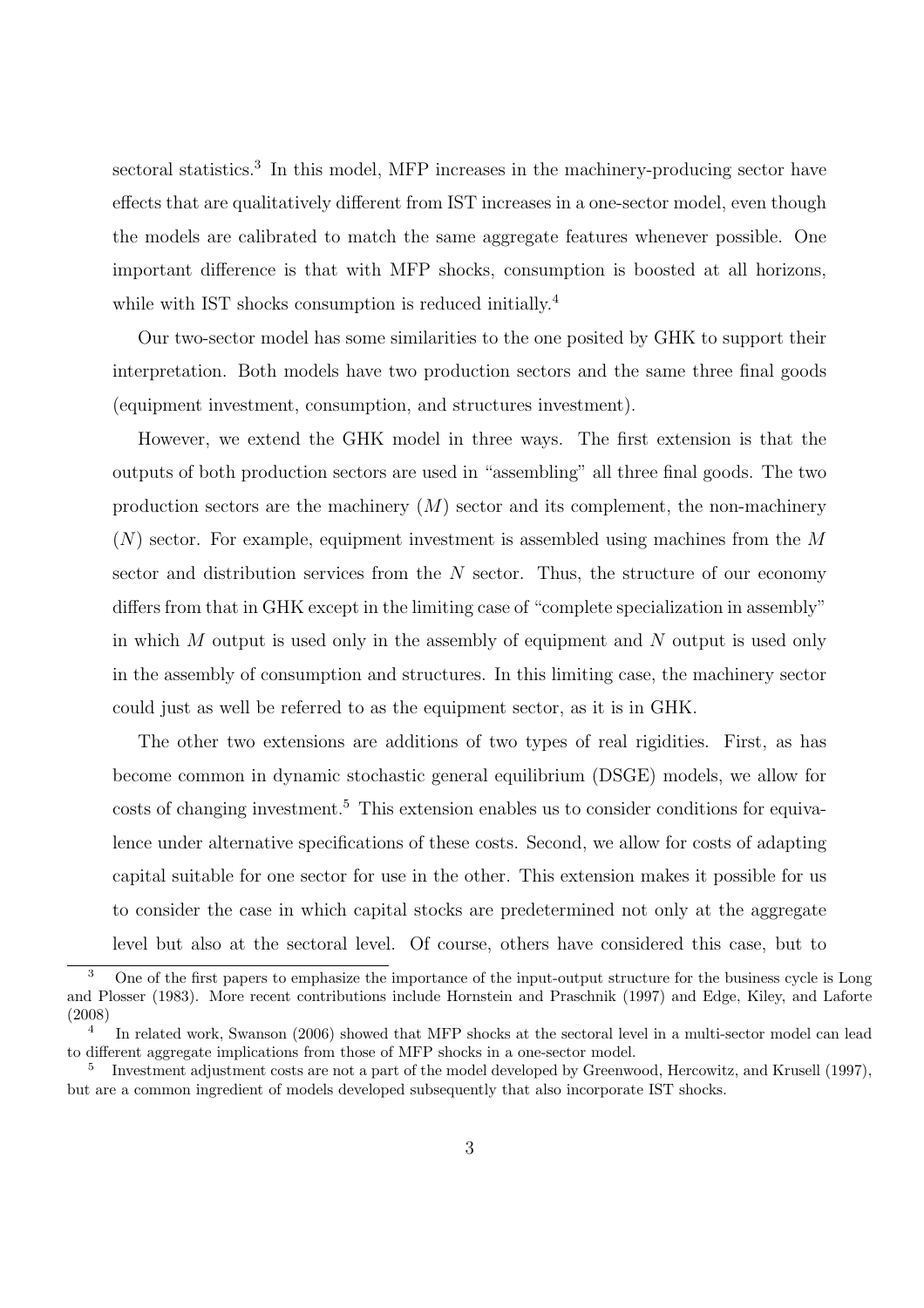sectoral statistics.[3] In this model, MFP increases in the machinery-producing sector have effects that are qualitatively different from IST increases in a one-sector model, even though the models are calibrated to match the same aggregate features whenever possible. One important difference is that with MFP shocks, consumption is boosted at all horizons, while with IST shocks consumption is reduced initially.[4]

Our two-sector model has some similarities to the one posited by GHK to support their interpretation. Both models have two production sectors and the same three final goods (equipment investment, consumption, and structures investment).

However, we extend the GHK model in three ways. The first extension is that the outputs of both production sectors are used in "assembling" all three final goods. The two production sectors are the machinery ($M$) sector and its complement, the non-machinery ($N$) sector. For example, equipment investment is assembled using machines from the $M$ sector and distribution services from the $N$ sector. Thus, the structure of our economy differs from that in GHK except in the limiting case of "complete specialization in assembly" in which $M$ output is used only in the assembly of equipment and $N$ output is used only in the assembly of consumption and structures. In this limiting case, the machinery sector could just as well be referred to as the equipment sector, as it is in GHK.

The other two extensions are additions of two types of real rigidities. First, as has become common in dynamic stochastic general equilibrium (DSGE) models, we allow for costs of changing investment.[5] This extension enables us to consider conditions for equivalence under alternative specifications of these costs. Second, we allow for costs of adapting capital suitable for one sector for use in the other. This extension makes it possible for us to consider the case in which capital stocks are predetermined not only at the aggregate level but also at the sectoral level. Of course, others have considered this case, but to

[3] One of the first papers to emphasize the importance of the input-output structure for the business cycle is Long and Plosser (1983). More recent contributions include Hornstein and Praschnik (1997) and Edge, Kiley, and Laforte (2008)

[4] In related work, Swanson (2006) showed that MFP shocks at the sectoral level in a multi-sector model can lead to different aggregate implications from those of MFP shocks in a one-sector model.

[5] Investment adjustment costs are not a part of the model developed by Greenwood, Hercowitz, and Krusell (1997), but are a common ingredient of models developed subsequently that also incorporate IST shocks.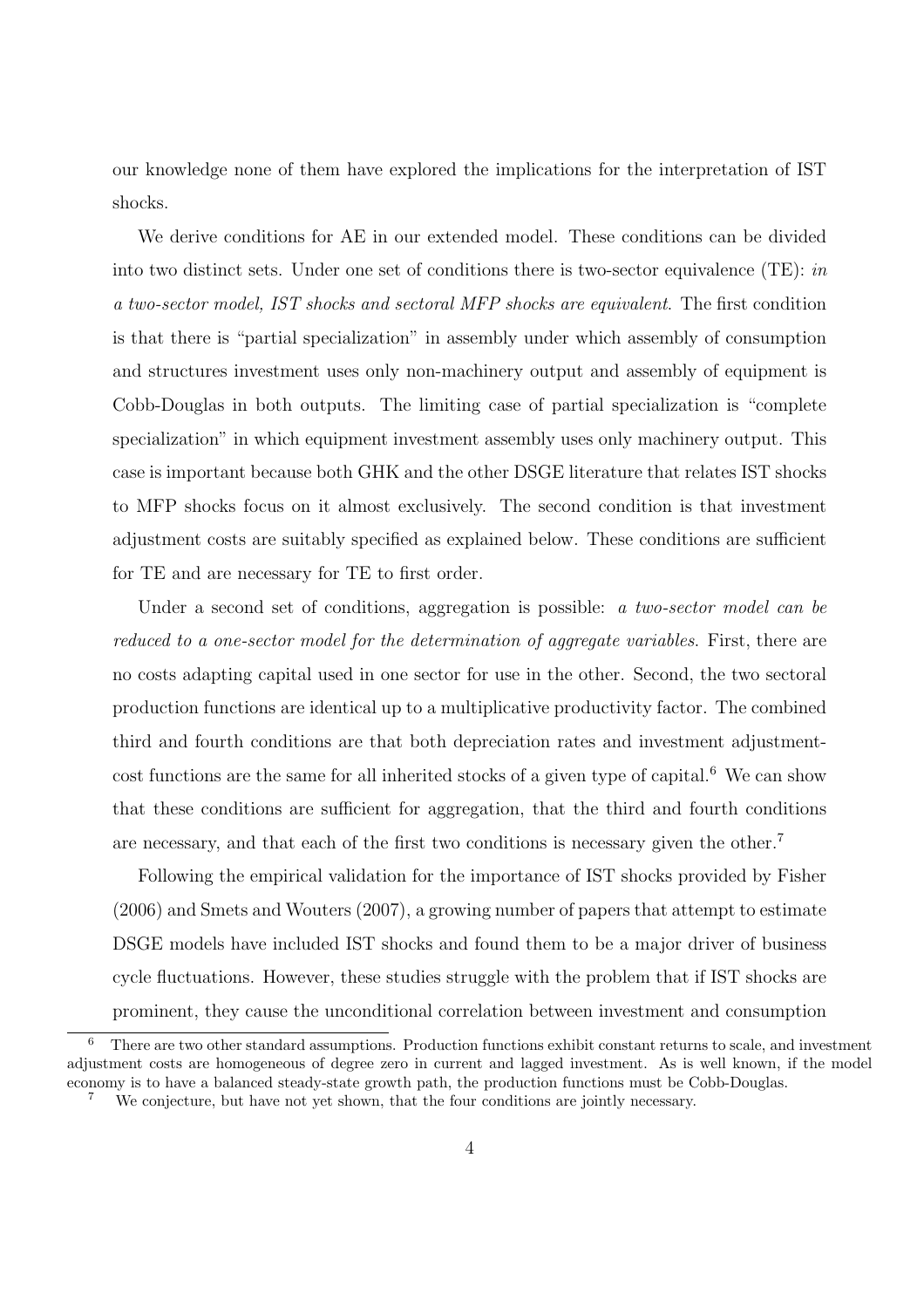our knowledge none of them have explored the implications for the interpretation of IST shocks.

We derive conditions for AE in our extended model. These conditions can be divided into two distinct sets. Under one set of conditions there is two-sector equivalence (TE): *in a two-sector model, IST shocks and sectoral MFP shocks are equivalent*. The first condition is that there is "partial specialization" in assembly under which assembly of consumption and structures investment uses only non-machinery output and assembly of equipment is Cobb-Douglas in both outputs. The limiting case of partial specialization is "complete specialization" in which equipment investment assembly uses only machinery output. This case is important because both GHK and the other DSGE literature that relates IST shocks to MFP shocks focus on it almost exclusively. The second condition is that investment adjustment costs are suitably specified as explained below. These conditions are sufficient for TE and are necessary for TE to first order.

Under a second set of conditions, aggregation is possible: *a two-sector model can be reduced to a one-sector model for the determination of aggregate variables.* First, there are no costs adapting capital used in one sector for use in the other. Second, the two sectoral production functions are identical up to a multiplicative productivity factor. The combined third and fourth conditions are that both depreciation rates and investment adjustment-cost functions are the same for all inherited stocks of a given type of capital.[6] We can show that these conditions are sufficient for aggregation, that the third and fourth conditions are necessary, and that each of the first two conditions is necessary given the other.[7]

Following the empirical validation for the importance of IST shocks provided by Fisher (2006) and Smets and Wouters (2007), a growing number of papers that attempt to estimate DSGE models have included IST shocks and found them to be a major driver of business cycle fluctuations. However, these studies struggle with the problem that if IST shocks are prominent, they cause the unconditional correlation between investment and consumption

[6] There are two other standard assumptions. Production functions exhibit constant returns to scale, and investment adjustment costs are homogeneous of degree zero in current and lagged investment. As is well known, if the model economy is to have a balanced steady-state growth path, the production functions must be Cobb-Douglas.

[7] We conjecture, but have not yet shown, that the four conditions are jointly necessary.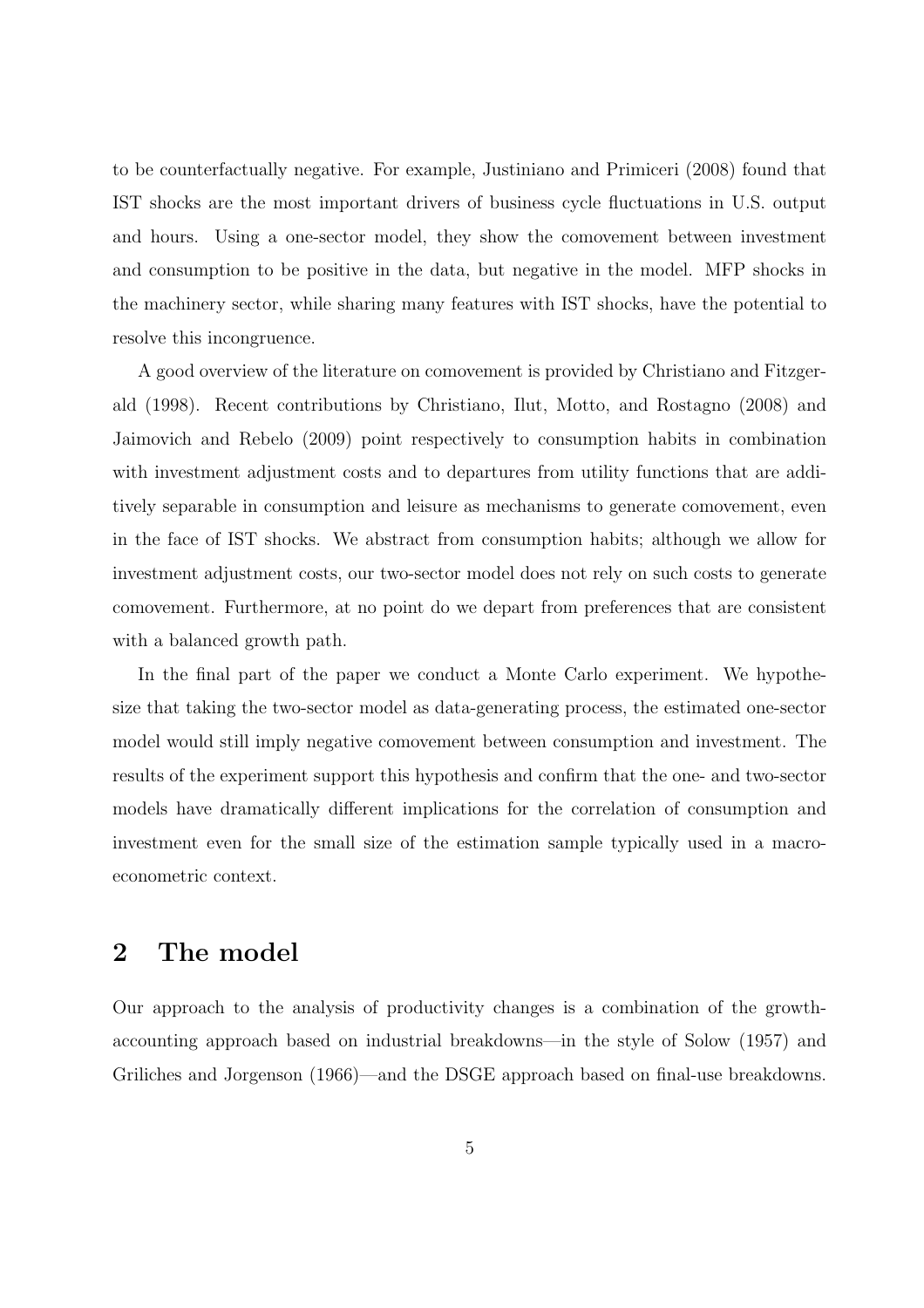to be counterfactually negative. For example, Justiniano and Primiceri (2008) found that IST shocks are the most important drivers of business cycle fluctuations in U.S. output and hours. Using a one-sector model, they show the comovement between investment and consumption to be positive in the data, but negative in the model. MFP shocks in the machinery sector, while sharing many features with IST shocks, have the potential to resolve this incongruence.

A good overview of the literature on comovement is provided by Christiano and Fitzgerald (1998). Recent contributions by Christiano, Ilut, Motto, and Rostagno (2008) and Jaimovich and Rebelo (2009) point respectively to consumption habits in combination with investment adjustment costs and to departures from utility functions that are additively separable in consumption and leisure as mechanisms to generate comovement, even in the face of IST shocks. We abstract from consumption habits; although we allow for investment adjustment costs, our two-sector model does not rely on such costs to generate comovement. Furthermore, at no point do we depart from preferences that are consistent with a balanced growth path.

In the final part of the paper we conduct a Monte Carlo experiment. We hypothesize that taking the two-sector model as data-generating process, the estimated one-sector model would still imply negative comovement between consumption and investment. The results of the experiment support this hypothesis and confirm that the one- and two-sector models have dramatically different implications for the correlation of consumption and investment even for the small size of the estimation sample typically used in a macroeconometric context.

## 2 The model

Our approach to the analysis of productivity changes is a combination of the growth-accounting approach based on industrial breakdowns—in the style of Solow (1957) and Griliches and Jorgenson (1966)—and the DSGE approach based on final-use breakdowns.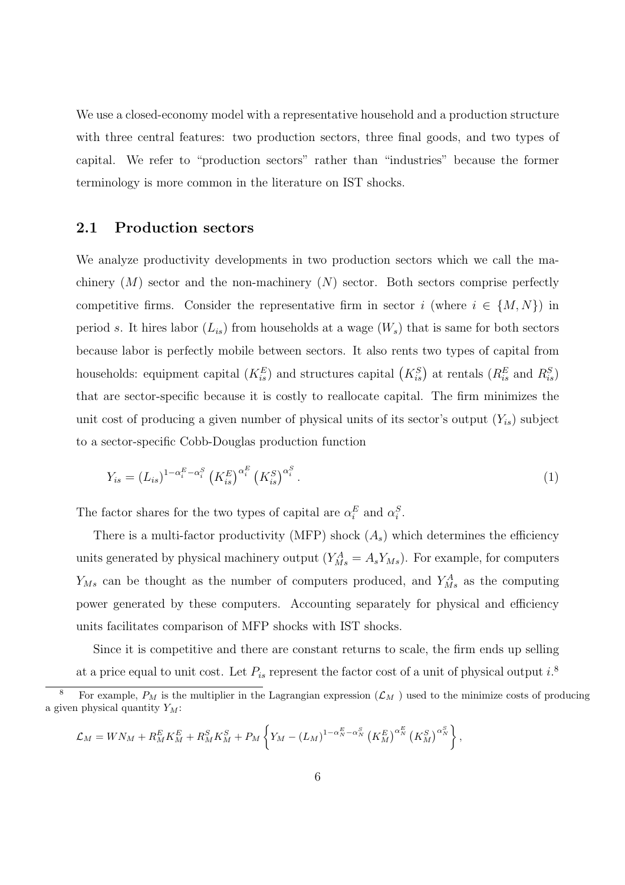We use a closed-economy model with a representative household and a production structure with three central features: two production sectors, three final goods, and two types of capital. We refer to "production sectors" rather than "industries" because the former terminology is more common in the literature on IST shocks.

## 2.1 Production sectors

We analyze productivity developments in two production sectors which we call the machinery ($M$) sector and the non-machinery ($N$) sector. Both sectors comprise perfectly competitive firms. Consider the representative firm in sector $i$ (where $i \in \{M, N\}$) in period $s$. It hires labor ($L_{is}$) from households at a wage ($W_s$) that is same for both sectors because labor is perfectly mobile between sectors. It also rents two types of capital from households: equipment capital ($K_{is}^E$) and structures capital $\left(K_{is}^S\right)$ at rentals ($R_{is}^E$ and $R_{is}^S$) that are sector-specific because it is costly to reallocate capital. The firm minimizes the unit cost of producing a given number of physical units of its sector's output ($Y_{is}$) subject to a sector-specific Cobb-Douglas production function

$$Y_{is} = (L_{is})^{1-\alpha_i^E-\alpha_i^S} \left(K_{is}^E\right)^{\alpha_i^E} \left(K_{is}^S\right)^{\alpha_i^S}. \tag{1}$$

The factor shares for the two types of capital are $\alpha_i^E$ and $\alpha_i^S$.

There is a multi-factor productivity (MFP) shock ($A_s$) which determines the efficiency units generated by physical machinery output ($Y_{Ms}^A = A_s Y_{Ms}$). For example, for computers $Y_{Ms}$ can be thought as the number of computers produced, and $Y_{Ms}^A$ as the computing power generated by these computers. Accounting separately for physical and efficiency units facilitates comparison of MFP shocks with IST shocks.

Since it is competitive and there are constant returns to scale, the firm ends up selling at a price equal to unit cost. Let $P_{is}$ represent the factor cost of a unit of physical output $i$.[8]

[8] For example, $P_M$ is the multiplier in the Lagrangian expression ($\mathcal{L}_M$ ) used to the minimize costs of producing a given physical quantity $Y_M$:

$$\mathcal{L}_M = WN_M + R_M^E K_M^E + R_M^S K_M^S + P_M \left\{ Y_M - (L_M)^{1-\alpha_N^E-\alpha_N^S} \left(K_M^E\right)^{\alpha_N^E} \left(K_M^S\right)^{\alpha_N^S} \right\},$$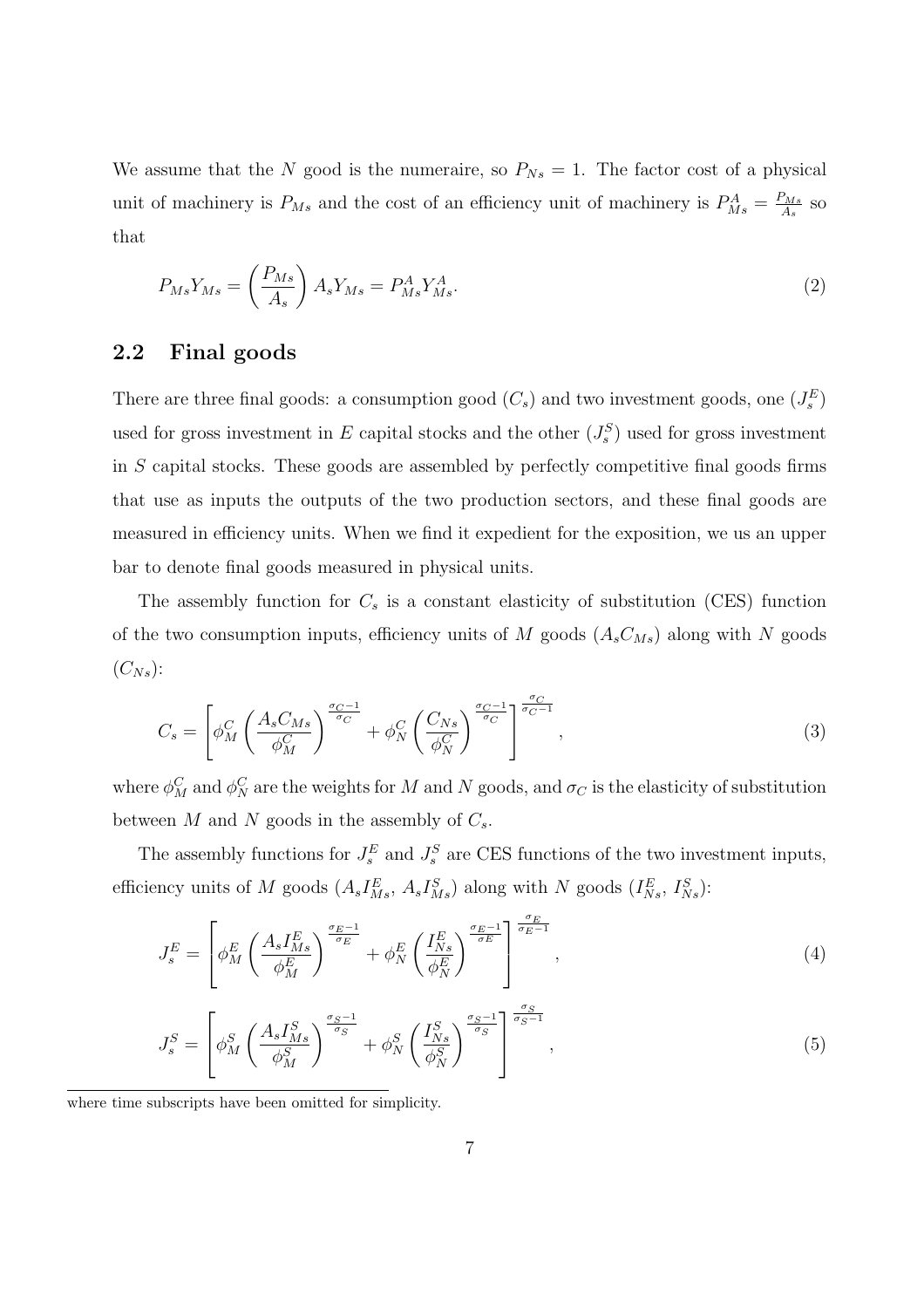We assume that the $N$ good is the numeraire, so $P_{Ns} = 1$. The factor cost of a physical unit of machinery is $P_{Ms}$ and the cost of an efficiency unit of machinery is $P_{Ms}^A = \frac{P_{Ms}}{A_s}$ so that

$$
P_{Ms} Y_{Ms} = \left( \frac{P_{Ms}}{A_s} \right) A_s Y_{Ms} = P_{Ms}^A Y_{Ms}^A. \tag{2}
$$

## 2.2 Final goods

There are three final goods: a consumption good ($C_s$) and two investment goods, one ($J_s^E$) used for gross investment in $E$ capital stocks and the other ($J_s^S$) used for gross investment in $S$ capital stocks. These goods are assembled by perfectly competitive final goods firms that use as inputs the outputs of the two production sectors, and these final goods are measured in efficiency units. When we find it expedient for the exposition, we us an upper bar to denote final goods measured in physical units.

The assembly function for $C_s$ is a constant elasticity of substitution (CES) function of the two consumption inputs, efficiency units of $M$ goods ($A_s C_{Ms}$) along with $N$ goods ($C_{Ns}$):

$$
C_s = \left[ \phi_M^C \left( \frac{A_s C_{Ms}}{\phi_M^C} \right)^{\frac{\sigma_C - 1}{\sigma_C}} + \phi_N^C \left( \frac{C_{Ns}}{\phi_N^C} \right)^{\frac{\sigma_C - 1}{\sigma_C}} \right]^{\frac{\sigma_C}{\sigma_C - 1}}, \tag{3}
$$

where $\phi_M^C$ and $\phi_N^C$ are the weights for $M$ and $N$ goods, and $\sigma_C$ is the elasticity of substitution between $M$ and $N$ goods in the assembly of $C_s$.

The assembly functions for $J_s^E$ and $J_s^S$ are CES functions of the two investment inputs, efficiency units of $M$ goods ($A_s I_{Ms}^E$, $A_s I_{Ms}^S$) along with $N$ goods ($I_{Ns}^E$, $I_{Ns}^S$):

$$
J_s^E = \left[ \phi_M^E \left( \frac{A_s I_{Ms}^E}{\phi_M^E} \right)^{\frac{\sigma_E - 1}{\sigma_E}} + \phi_N^E \left( \frac{I_{Ns}^E}{\phi_N^E} \right)^{\frac{\sigma_E - 1}{\sigma_E}} \right]^{\frac{\sigma_E}{\sigma_E - 1}}, \tag{4}
$$

$$
J_s^S = \left[ \phi_M^S \left( \frac{A_s I_{Ms}^S}{\phi_M^S} \right)^{\frac{\sigma_S - 1}{\sigma_S}} + \phi_N^S \left( \frac{I_{Ns}^S}{\phi_N^S} \right)^{\frac{\sigma_S - 1}{\sigma_S}} \right]^{\frac{\sigma_S}{\sigma_S - 1}}, \tag{5}
$$

where time subscripts have been omitted for simplicity.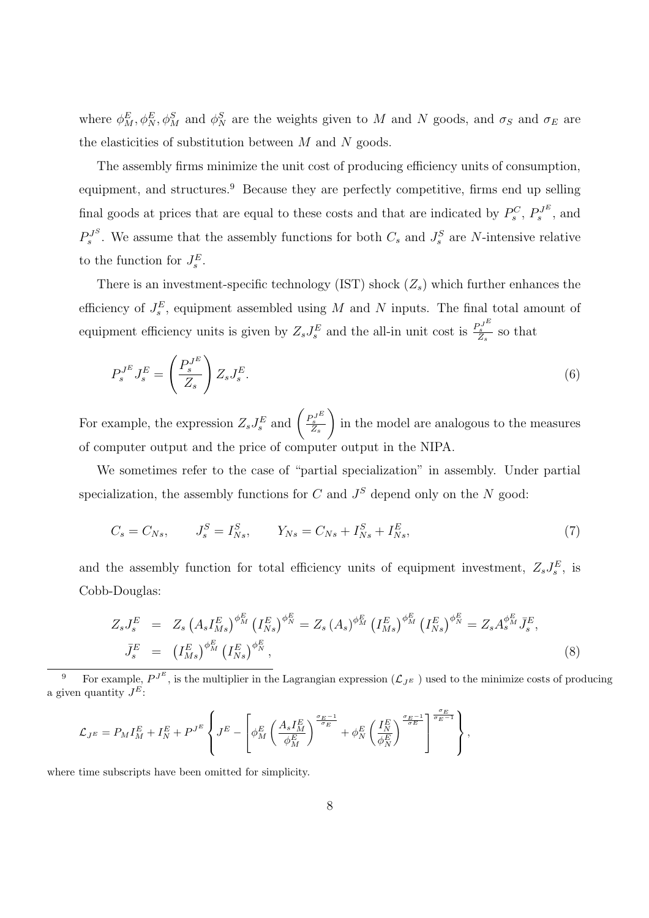where $\phi_M^E, \phi_N^E, \phi_M^S$ and $\phi_N^S$ are the weights given to $M$ and $N$ goods, and $\sigma_S$ and $\sigma_E$ are the elasticities of substitution between $M$ and $N$ goods.

The assembly firms minimize the unit cost of producing efficiency units of consumption, equipment, and structures.[9] Because they are perfectly competitive, firms end up selling final goods at prices that are equal to these costs and that are indicated by $P_s^C$, $P_s^{J^E}$, and $P_s^{J^S}$. We assume that the assembly functions for both $C_s$ and $J_s^S$ are $N$-intensive relative to the function for $J_s^E$.

There is an investment-specific technology (IST) shock ($Z_s$) which further enhances the efficiency of $J_s^E$, equipment assembled using $M$ and $N$ inputs. The final total amount of equipment efficiency units is given by $Z_s J_s^E$ and the all-in unit cost is $\frac{P_s^{J^E}}{Z_s}$ so that

$$P_s^{J^E} J_s^E = \left( \frac{P_s^{J^E}}{Z_s} \right) Z_s J_s^E. \tag{6}$$

For example, the expression $Z_s J_s^E$ and $\left( \frac{P_s^{J^E}}{Z_s} \right)$ in the model are analogous to the measures of computer output and the price of computer output in the NIPA.

We sometimes refer to the case of "partial specialization" in assembly. Under partial specialization, the assembly functions for $C$ and $J^S$ depend only on the $N$ good:

$$C_s = C_{Ns}, \qquad J_s^S = I_{Ns}^S, \qquad Y_{Ns} = C_{Ns} + I_{Ns}^S + I_{Ns}^E, \tag{7}$$

and the assembly function for total efficiency units of equipment investment, $Z_s J_s^E$, is Cobb-Douglas:

$$\begin{aligned} Z_s J_s^E &= Z_s \left( A_s I_{Ms}^E \right)^{\phi_M^E} \left( I_{Ns}^E \right)^{\phi_N^E} = Z_s \left( A_s \right)^{\phi_M^E} \left( I_{Ms}^E \right)^{\phi_M^E} \left( I_{Ns}^E \right)^{\phi_N^E} = Z_s A_s^{\phi_M^E} \bar{J}_s^E, \\ \bar{J}_s^E &= \left( I_{Ms}^E \right)^{\phi_M^E} \left( I_{Ns}^E \right)^{\phi_N^E}, \end{aligned} \tag{8}$$

[9] For example, $P^{J^E}$, is the multiplier in the Lagrangian expression ($\mathcal{L}_{J^E}$) used to the minimize costs of producing a given quantity $J^E$:

$$\mathcal{L}_{J^E} = P_M I_M^E + I_N^E + P^{J^E} \left\{ J^E - \left[ \phi_M^E \left( \frac{A_s I_M^E}{\phi_M^E} \right)^{\frac{\sigma_E - 1}{\sigma_E}} + \phi_N^E \left( \frac{I_N^E}{\phi_N^E} \right)^{\frac{\sigma_E - 1}{\sigma_E}} \right]^{\frac{\sigma_E}{\sigma_E - 1}} \right\},$$

where time subscripts have been omitted for simplicity.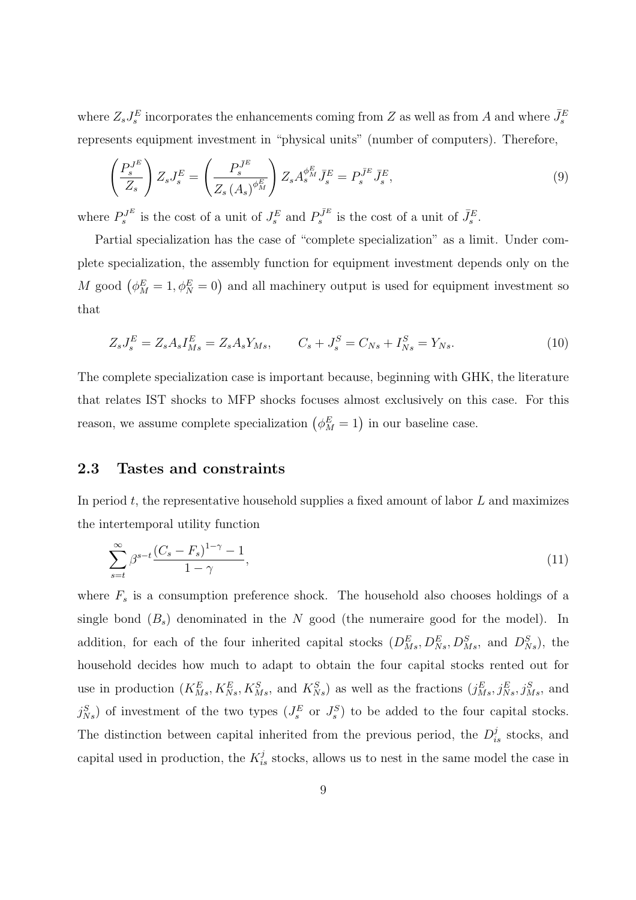where $Z_s J_s^E$ incorporates the enhancements coming from $Z$ as well as from $A$ and where $\bar{J}_s^E$ represents equipment investment in "physical units" (number of computers). Therefore,

$$\left(\frac{P_s^{J^E}}{Z_s}\right) Z_s J_s^E = \left(\frac{P_s^{\bar{J}^E}}{Z_s (A_s)^{\phi_M^E}}\right) Z_s A_s^{\phi_M^E} \bar{J}_s^E = P_s^{\bar{J}^E} \bar{J}_s^E, \tag{9}$$

where $P_s^{J^E}$ is the cost of a unit of $J_s^E$ and $P_s^{\bar{J}^E}$ is the cost of a unit of $\bar{J}_s^E$.

Partial specialization has the case of "complete specialization" as a limit. Under complete specialization, the assembly function for equipment investment depends only on the $M$ good $\left(\phi_M^E = 1, \phi_N^E = 0\right)$ and all machinery output is used for equipment investment so that

$$Z_s J_s^E = Z_s A_s I_{Ms}^E = Z_s A_s Y_{Ms}, \qquad C_s + J_s^S = C_{Ns} + I_{Ns}^S = Y_{Ns}. \tag{10}$$

The complete specialization case is important because, beginning with GHK, the literature that relates IST shocks to MFP shocks focuses almost exclusively on this case. For this reason, we assume complete specialization $\left(\phi_M^E = 1\right)$ in our baseline case.

## 2.3 Tastes and constraints

In period $t$, the representative household supplies a fixed amount of labor $L$ and maximizes the intertemporal utility function

$$\sum_{s=t}^{\infty} \beta^{s-t} \frac{(C_s - F_s)^{1-\gamma} - 1}{1 - \gamma}, \tag{11}$$

where $F_s$ is a consumption preference shock. The household also chooses holdings of a single bond $(B_s)$ denominated in the $N$ good (the numeraire good for the model). In addition, for each of the four inherited capital stocks ($D_{Ms}^E, D_{Ns}^E, D_{Ms}^S$, and $D_{Ns}^S$), the household decides how much to adapt to obtain the four capital stocks rented out for use in production ($K_{Ms}^E, K_{Ns}^E, K_{Ms}^S$, and $K_{Ns}^S$) as well as the fractions ($j_{Ms}^E, j_{Ns}^E, j_{Ms}^S$, and $j_{Ns}^S$) of investment of the two types ($J_s^E$ or $J_s^S$) to be added to the four capital stocks. The distinction between capital inherited from the previous period, the $D_{is}^j$ stocks, and capital used in production, the $K_{is}^j$ stocks, allows us to nest in the same model the case in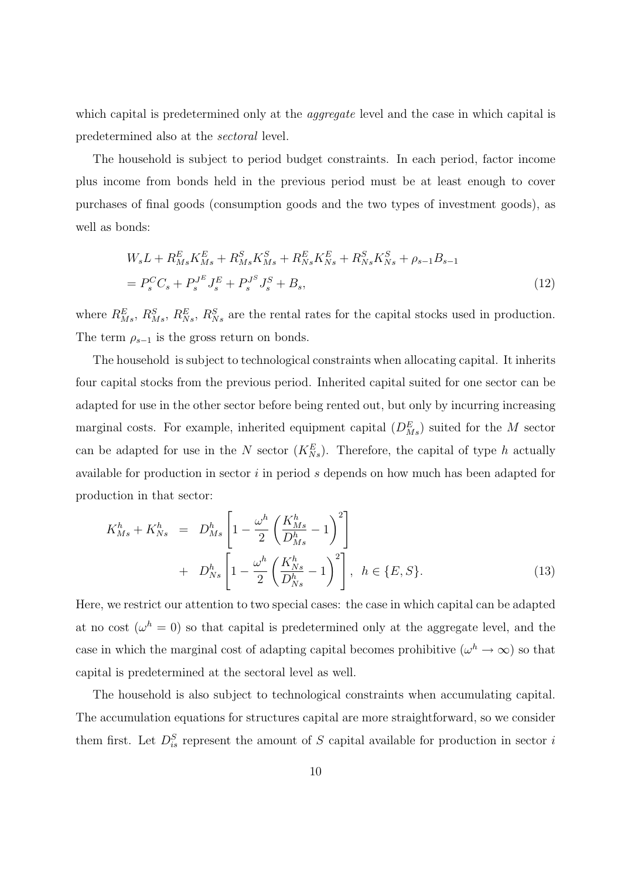which capital is predetermined only at the *aggregate* level and the case in which capital is predetermined also at the *sectoral* level.

The household is subject to period budget constraints. In each period, factor income plus income from bonds held in the previous period must be at least enough to cover purchases of final goods (consumption goods and the two types of investment goods), as well as bonds:

$$
\begin{aligned}
& W_s L + R^E_{Ms} K^E_{Ms} + R^S_{Ms} K^S_{Ms} + R^E_{Ns} K^E_{Ns} + R^S_{Ns} K^S_{Ns} + \rho_{s-1} B_{s-1} \\
&= P^C_s C_s + P^{J^E}_s J^E_s + P^{J^S}_s J^S_s + B_s, \qquad (12)
\end{aligned}
$$

where $R^E_{Ms}$, $R^S_{Ms}$, $R^E_{Ns}$, $R^S_{Ns}$ are the rental rates for the capital stocks used in production. The term $\rho_{s-1}$ is the gross return on bonds.

The household is subject to technological constraints when allocating capital. It inherits four capital stocks from the previous period. Inherited capital suited for one sector can be adapted for use in the other sector before being rented out, but only by incurring increasing marginal costs. For example, inherited equipment capital ($D^E_{Ms}$) suited for the $M$ sector can be adapted for use in the $N$ sector ($K^E_{Ns}$). Therefore, the capital of type $h$ actually available for production in sector $i$ in period $s$ depends on how much has been adapted for production in that sector:

$$
\begin{aligned}
K^h_{Ms} + K^h_{Ns} &= D^h_{Ms}\left[1 - \frac{\omega^h}{2}\left(\frac{K^h_{Ms}}{D^h_{Ms}} - 1\right)^2\right] \\
&+ D^h_{Ns}\left[1 - \frac{\omega^h}{2}\left(\frac{K^h_{Ns}}{D^h_{Ns}} - 1\right)^2\right], \;\; h \in \{E, S\}. \qquad (13)
\end{aligned}
$$

Here, we restrict our attention to two special cases: the case in which capital can be adapted at no cost ($\omega^h = 0$) so that capital is predetermined only at the aggregate level, and the case in which the marginal cost of adapting capital becomes prohibitive ($\omega^h \to \infty$) so that capital is predetermined at the sectoral level as well.

The household is also subject to technological constraints when accumulating capital. The accumulation equations for structures capital are more straightforward, so we consider them first. Let $D^S_{is}$ represent the amount of $S$ capital available for production in sector $i$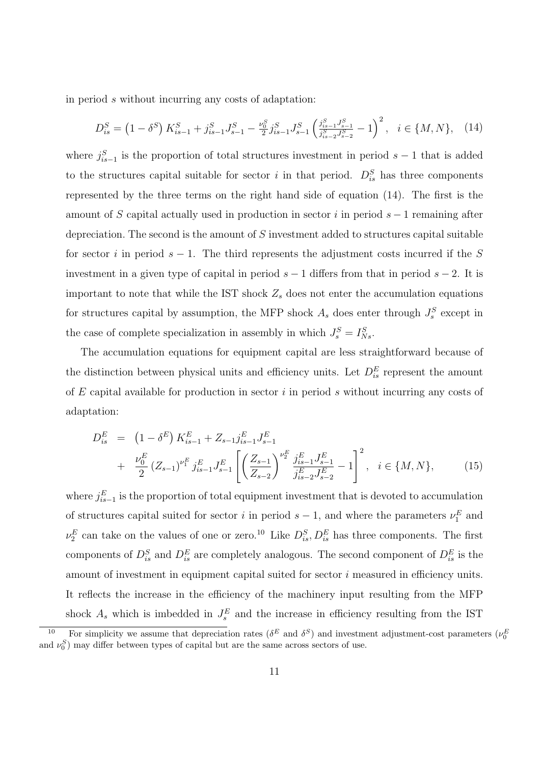in period $s$ without incurring any costs of adaptation:

$$D_{is}^{S}=\left(1-\delta^{S}\right)K_{is-1}^{S}+j_{is-1}^{S}J_{s-1}^{S}-\frac{\nu_0^S}{2}j_{is-1}^{S}J_{s-1}^{S}\left(\frac{j_{is-1}^{S}J_{s-1}^{S}}{j_{is-2}^{S}J_{s-2}^{S}}-1\right)^2,\quad i\in\{M,N\},\tag{14}$$

where $j_{is-1}^{S}$ is the proportion of total structures investment in period $s-1$ that is added to the structures capital suitable for sector $i$ in that period. $D_{is}^{S}$ has three components represented by the three terms on the right hand side of equation (14). The first is the amount of $S$ capital actually used in production in sector $i$ in period $s-1$ remaining after depreciation. The second is the amount of $S$ investment added to structures capital suitable for sector $i$ in period $s-1$. The third represents the adjustment costs incurred if the $S$ investment in a given type of capital in period $s-1$ differs from that in period $s-2$. It is important to note that while the IST shock $Z_s$ does not enter the accumulation equations for structures capital by assumption, the MFP shock $A_s$ does enter through $J_s^S$ except in the case of complete specialization in assembly in which $J_s^S=I_{Ns}^S$.

The accumulation equations for equipment capital are less straightforward because of the distinction between physical units and efficiency units. Let $D_{is}^{E}$ represent the amount of $E$ capital available for production in sector $i$ in period $s$ without incurring any costs of adaptation:

$$\begin{aligned}D_{is}^{E} &= \left(1-\delta^{E}\right)K_{is-1}^{E}+Z_{s-1}j_{is-1}^{E}J_{s-1}^{E}\\ &+ \frac{\nu_0^E}{2}\left(Z_{s-1}\right)^{\nu_1^E}j_{is-1}^{E}J_{s-1}^{E}\left[\left(\frac{Z_{s-1}}{Z_{s-2}}\right)^{\nu_2^E}\frac{j_{is-1}^{E}J_{s-1}^{E}}{j_{is-2}^{E}J_{s-2}^{E}}-1\right]^2,\quad i\in\{M,N\},\end{aligned}\tag{15}$$

where $j_{is-1}^{E}$ is the proportion of total equipment investment that is devoted to accumulation of structures capital suited for sector $i$ in period $s-1$, and where the parameters $\nu_1^E$ and $\nu_2^E$ can take on the values of one or zero.[10] Like $D_{is}^{S}$, $D_{is}^{E}$ has three components. The first components of $D_{is}^{S}$ and $D_{is}^{E}$ are completely analogous. The second component of $D_{is}^{E}$ is the amount of investment in equipment capital suited for sector $i$ measured in efficiency units. It reflects the increase in the efficiency of the machinery input resulting from the MFP shock $A_s$ which is imbedded in $J_s^E$ and the increase in efficiency resulting from the IST

[10] For simplicity we assume that depreciation rates ($\delta^E$ and $\delta^S$) and investment adjustment-cost parameters ($\nu_0^E$ and $\nu_0^S$) may differ between types of capital but are the same across sectors of use.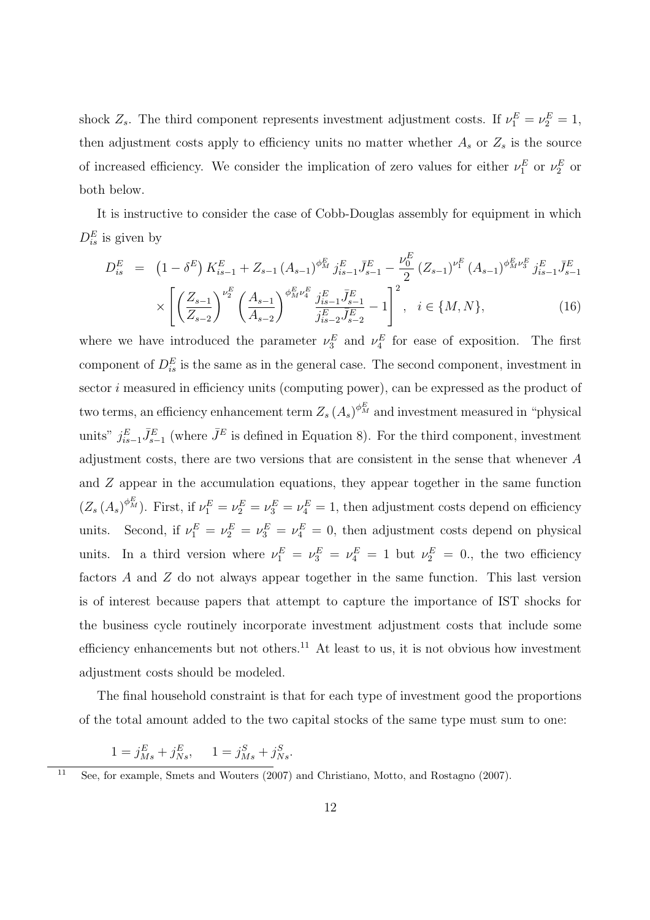shock $Z_s$. The third component represents investment adjustment costs. If $\nu_1^E = \nu_2^E = 1$, then adjustment costs apply to efficiency units no matter whether $A_s$ or $Z_s$ is the source of increased efficiency. We consider the implication of zero values for either $\nu_1^E$ or $\nu_2^E$ or both below.

It is instructive to consider the case of Cobb-Douglas assembly for equipment in which $D_{is}^E$ is given by

$$
\begin{aligned}
D_{is}^E &= \left(1-\delta^E\right) K_{is-1}^E + Z_{s-1}\left(A_{s-1}\right)^{\phi_M^E} j_{is-1}^E \bar{J}_{s-1}^E - \frac{\nu_0^E}{2}\left(Z_{s-1}\right)^{\nu_1^E}\left(A_{s-1}\right)^{\phi_M^E \nu_3^E} j_{is-1}^E \bar{J}_{s-1}^E \\
&\times \left[\left(\frac{Z_{s-1}}{Z_{s-2}}\right)^{\nu_2^E}\left(\frac{A_{s-1}}{A_{s-2}}\right)^{\phi_M^E \nu_4^E} \frac{j_{is-1}^E \bar{J}_{s-1}^E}{j_{is-2}^E \bar{J}_{s-2}^E} - 1\right]^2, \quad i \in \{M, N\}, \qquad (16)
\end{aligned}
$$

where we have introduced the parameter $\nu_3^E$ and $\nu_4^E$ for ease of exposition. The first component of $D_{is}^E$ is the same as in the general case. The second component, investment in sector $i$ measured in efficiency units (computing power), can be expressed as the product of two terms, an efficiency enhancement term $Z_s\left(A_s\right)^{\phi_M^E}$ and investment measured in "physical units" $j_{is-1}^E \bar{J}_{s-1}^E$ (where $\bar{J}^E$ is defined in Equation 8). For the third component, investment adjustment costs, there are two versions that are consistent in the sense that whenever $A$ and $Z$ appear in the accumulation equations, they appear together in the same function $(Z_s\left(A_s\right)^{\phi_M^E})$. First, if $\nu_1^E = \nu_2^E = \nu_3^E = \nu_4^E = 1$, then adjustment costs depend on efficiency units. Second, if $\nu_1^E = \nu_2^E = \nu_3^E = \nu_4^E = 0$, then adjustment costs depend on physical units. In a third version where $\nu_1^E = \nu_3^E = \nu_4^E = 1$ but $\nu_2^E = 0.$, the two efficiency factors $A$ and $Z$ do not always appear together in the same function. This last version is of interest because papers that attempt to capture the importance of IST shocks for the business cycle routinely incorporate investment adjustment costs that include some efficiency enhancements but not others.[11] At least to us, it is not obvious how investment adjustment costs should be modeled.

The final household constraint is that for each type of investment good the proportions of the total amount added to the two capital stocks of the same type must sum to one:

$$
1 = j_{Ms}^E + j_{Ns}^E, \qquad 1 = j_{Ms}^S + j_{Ns}^S.
$$

[11] See, for example, Smets and Wouters (2007) and Christiano, Motto, and Rostagno (2007).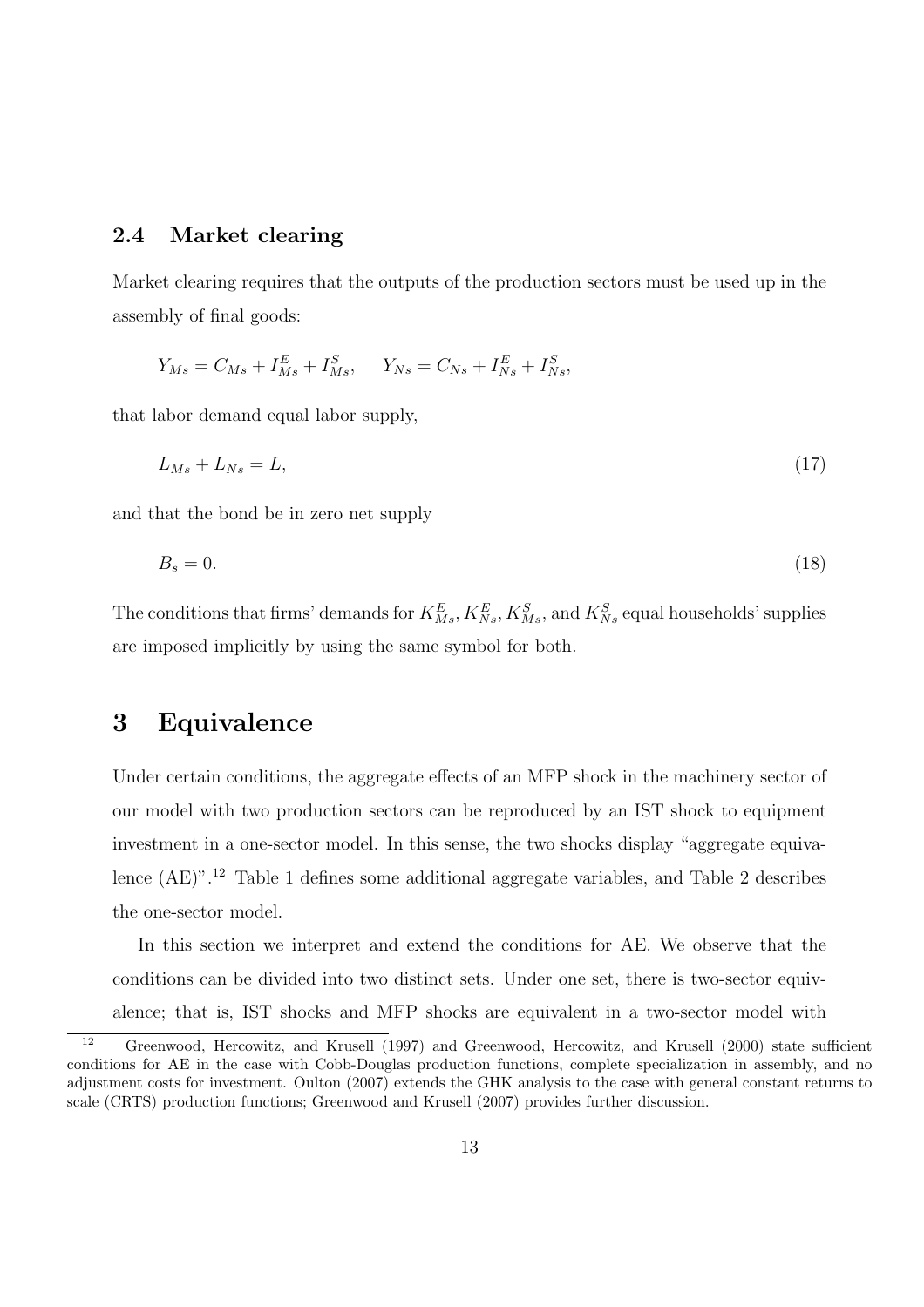### 2.4 Market clearing

Market clearing requires that the outputs of the production sectors must be used up in the assembly of final goods:

$$Y_{Ms} = C_{Ms} + I^E_{Ms} + I^S_{Ms}, \qquad Y_{Ns} = C_{Ns} + I^E_{Ns} + I^S_{Ns},$$

that labor demand equal labor supply,

$$L_{Ms} + L_{Ns} = L, \tag{17}$$

and that the bond be in zero net supply

$$B_s = 0. \tag{18}$$

The conditions that firms' demands for $K^E_{Ms}, K^E_{Ns}, K^S_{Ms}$, and $K^S_{Ns}$ equal households' supplies are imposed implicitly by using the same symbol for both.

# 3 Equivalence

Under certain conditions, the aggregate effects of an MFP shock in the machinery sector of our model with two production sectors can be reproduced by an IST shock to equipment investment in a one-sector model. In this sense, the two shocks display "aggregate equivalence (AE)".[12] Table 1 defines some additional aggregate variables, and Table 2 describes the one-sector model.

In this section we interpret and extend the conditions for AE. We observe that the conditions can be divided into two distinct sets. Under one set, there is two-sector equivalence; that is, IST shocks and MFP shocks are equivalent in a two-sector model with

[12] Greenwood, Hercowitz, and Krusell (1997) and Greenwood, Hercowitz, and Krusell (2000) state sufficient conditions for AE in the case with Cobb-Douglas production functions, complete specialization in assembly, and no adjustment costs for investment. Oulton (2007) extends the GHK analysis to the case with general constant returns to scale (CRTS) production functions; Greenwood and Krusell (2007) provides further discussion.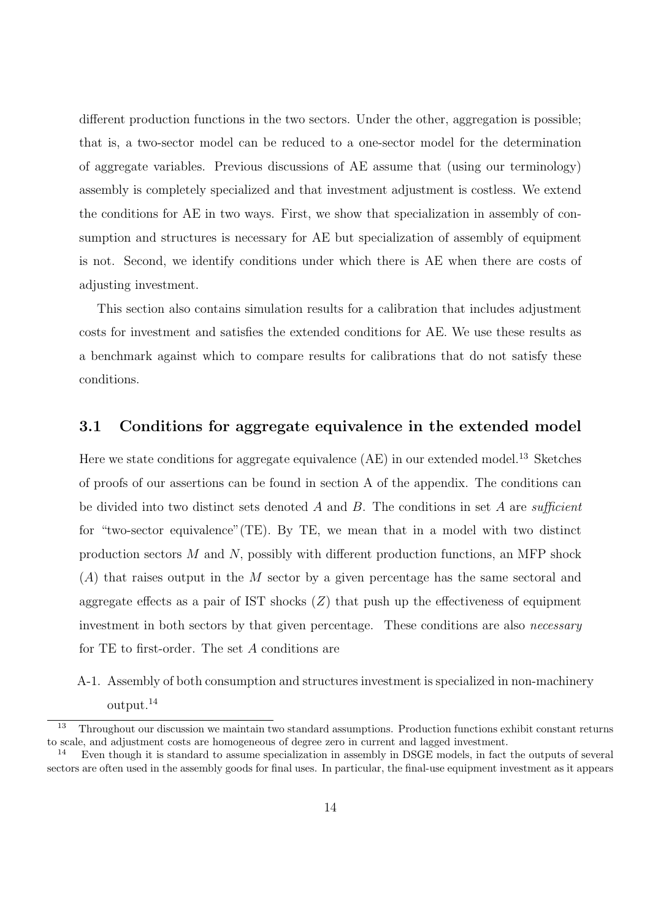different production functions in the two sectors. Under the other, aggregation is possible; that is, a two-sector model can be reduced to a one-sector model for the determination of aggregate variables. Previous discussions of AE assume that (using our terminology) assembly is completely specialized and that investment adjustment is costless. We extend the conditions for AE in two ways. First, we show that specialization in assembly of consumption and structures is necessary for AE but specialization of assembly of equipment is not. Second, we identify conditions under which there is AE when there are costs of adjusting investment.

This section also contains simulation results for a calibration that includes adjustment costs for investment and satisfies the extended conditions for AE. We use these results as a benchmark against which to compare results for calibrations that do not satisfy these conditions.

### 3.1 Conditions for aggregate equivalence in the extended model

Here we state conditions for aggregate equivalence (AE) in our extended model.[13] Sketches of proofs of our assertions can be found in section A of the appendix. The conditions can be divided into two distinct sets denoted $A$ and $B$. The conditions in set $A$ are *sufficient* for "two-sector equivalence"(TE). By TE, we mean that in a model with two distinct production sectors $M$ and $N$, possibly with different production functions, an MFP shock ($A$) that raises output in the $M$ sector by a given percentage has the same sectoral and aggregate effects as a pair of IST shocks ($Z$) that push up the effectiveness of equipment investment in both sectors by that given percentage. These conditions are also *necessary* for TE to first-order. The set $A$ conditions are

A-1. Assembly of both consumption and structures investment is specialized in non-machinery output.[14]

---

[13] Throughout our discussion we maintain two standard assumptions. Production functions exhibit constant returns to scale, and adjustment costs are homogeneous of degree zero in current and lagged investment.

[14] Even though it is standard to assume specialization in assembly in DSGE models, in fact the outputs of several sectors are often used in the assembly goods for final uses. In particular, the final-use equipment investment as it appears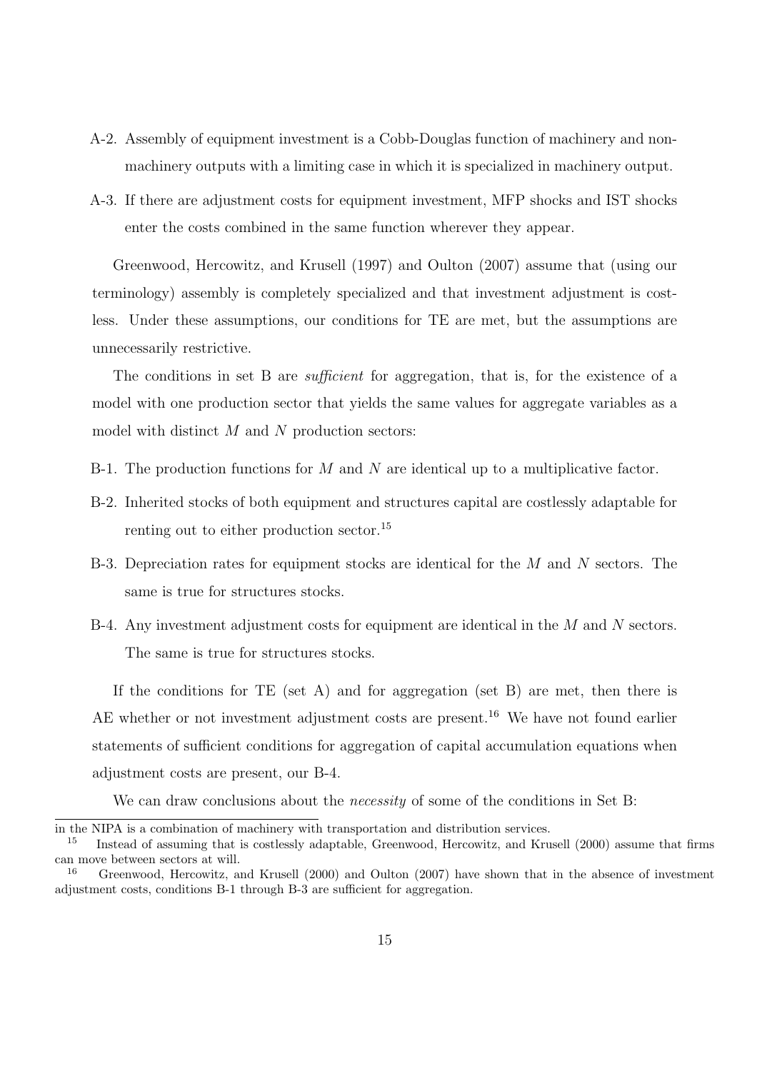A-2. Assembly of equipment investment is a Cobb-Douglas function of machinery and non-machinery outputs with a limiting case in which it is specialized in machinery output.

A-3. If there are adjustment costs for equipment investment, MFP shocks and IST shocks enter the costs combined in the same function wherever they appear.

Greenwood, Hercowitz, and Krusell (1997) and Oulton (2007) assume that (using our terminology) assembly is completely specialized and that investment adjustment is costless. Under these assumptions, our conditions for TE are met, but the assumptions are unnecessarily restrictive.

The conditions in set B are *sufficient* for aggregation, that is, for the existence of a model with one production sector that yields the same values for aggregate variables as a model with distinct $M$ and $N$ production sectors:

B-1. The production functions for $M$ and $N$ are identical up to a multiplicative factor.

B-2. Inherited stocks of both equipment and structures capital are costlessly adaptable for renting out to either production sector.[15]

B-3. Depreciation rates for equipment stocks are identical for the $M$ and $N$ sectors. The same is true for structures stocks.

B-4. Any investment adjustment costs for equipment are identical in the $M$ and $N$ sectors. The same is true for structures stocks.

If the conditions for TE (set A) and for aggregation (set B) are met, then there is AE whether or not investment adjustment costs are present.[16] We have not found earlier statements of sufficient conditions for aggregation of capital accumulation equations when adjustment costs are present, our B-4.

We can draw conclusions about the *necessity* of some of the conditions in Set B:

in the NIPA is a combination of machinery with transportation and distribution services.

[15] Instead of assuming that is costlessly adaptable, Greenwood, Hercowitz, and Krusell (2000) assume that firms can move between sectors at will.

[16] Greenwood, Hercowitz, and Krusell (2000) and Oulton (2007) have shown that in the absence of investment adjustment costs, conditions B-1 through B-3 are sufficient for aggregation.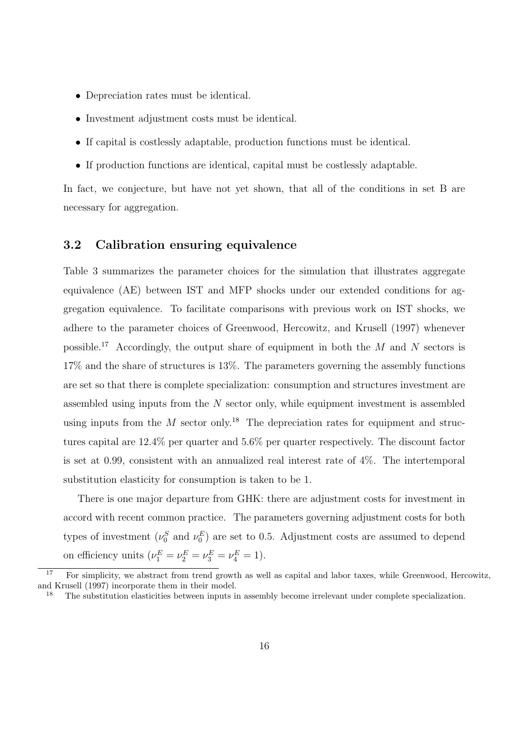- Depreciation rates must be identical.
- Investment adjustment costs must be identical.
- If capital is costlessly adaptable, production functions must be identical.
- If production functions are identical, capital must be costlessly adaptable.

In fact, we conjecture, but have not yet shown, that all of the conditions in set B are necessary for aggregation.

## 3.2 Calibration ensuring equivalence

Table 3 summarizes the parameter choices for the simulation that illustrates aggregate equivalence (AE) between IST and MFP shocks under our extended conditions for aggregation equivalence. To facilitate comparisons with previous work on IST shocks, we adhere to the parameter choices of Greenwood, Hercowitz, and Krusell (1997) whenever possible.[17] Accordingly, the output share of equipment in both the $M$ and $N$ sectors is 17% and the share of structures is 13%. The parameters governing the assembly functions are set so that there is complete specialization: consumption and structures investment are assembled using inputs from the $N$ sector only, while equipment investment is assembled using inputs from the $M$ sector only.[18] The depreciation rates for equipment and structures capital are 12.4% per quarter and 5.6% per quarter respectively. The discount factor is set at 0.99, consistent with an annualized real interest rate of 4%. The intertemporal substitution elasticity for consumption is taken to be 1.

There is one major departure from GHK: there are adjustment costs for investment in accord with recent common practice. The parameters governing adjustment costs for both types of investment ($\nu_0^S$ and $\nu_0^E$) are set to 0.5. Adjustment costs are assumed to depend on efficiency units ($\nu_1^E = \nu_2^E = \nu_3^E = \nu_4^E = 1$).

[17] For simplicity, we abstract from trend growth as well as capital and labor taxes, while Greenwood, Hercowitz, and Krusell (1997) incorporate them in their model.

[18] The substitution elasticities between inputs in assembly become irrelevant under complete specialization.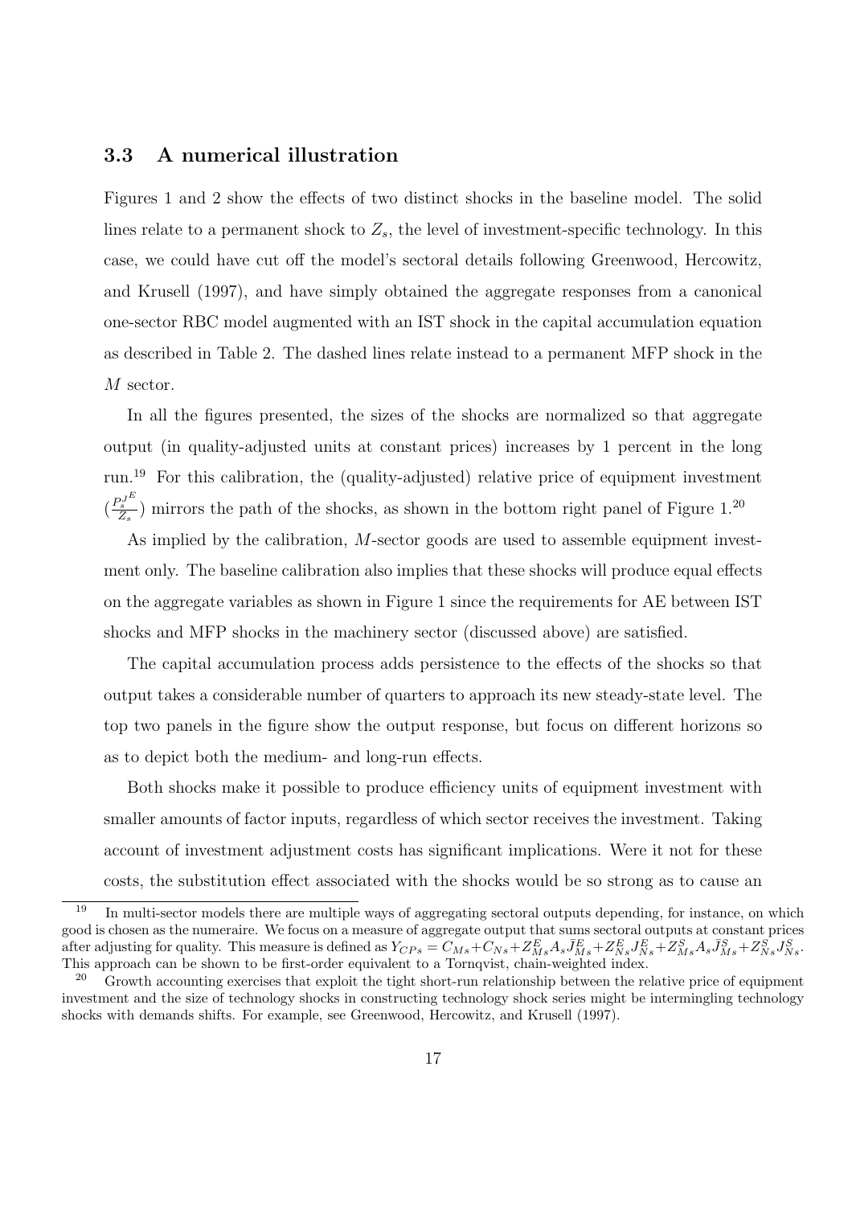### 3.3 A numerical illustration

Figures 1 and 2 show the effects of two distinct shocks in the baseline model. The solid lines relate to a permanent shock to $Z_s$, the level of investment-specific technology. In this case, we could have cut off the model's sectoral details following Greenwood, Hercowitz, and Krusell (1997), and have simply obtained the aggregate responses from a canonical one-sector RBC model augmented with an IST shock in the capital accumulation equation as described in Table 2. The dashed lines relate instead to a permanent MFP shock in the $M$ sector.

In all the figures presented, the sizes of the shocks are normalized so that aggregate output (in quality-adjusted units at constant prices) increases by 1 percent in the long run.[19] For this calibration, the (quality-adjusted) relative price of equipment investment $(\frac{P_s^{J^E}}{Z_s})$ mirrors the path of the shocks, as shown in the bottom right panel of Figure 1.[20]

As implied by the calibration, $M$-sector goods are used to assemble equipment investment only. The baseline calibration also implies that these shocks will produce equal effects on the aggregate variables as shown in Figure 1 since the requirements for AE between IST shocks and MFP shocks in the machinery sector (discussed above) are satisfied.

The capital accumulation process adds persistence to the effects of the shocks so that output takes a considerable number of quarters to approach its new steady-state level. The top two panels in the figure show the output response, but focus on different horizons so as to depict both the medium- and long-run effects.

Both shocks make it possible to produce efficiency units of equipment investment with smaller amounts of factor inputs, regardless of which sector receives the investment. Taking account of investment adjustment costs has significant implications. Were it not for these costs, the substitution effect associated with the shocks would be so strong as to cause an

---

[19] In multi-sector models there are multiple ways of aggregating sectoral outputs depending, for instance, on which good is chosen as the numeraire. We focus on a measure of aggregate output that sums sectoral outputs at constant prices after adjusting for quality. This measure is defined as $Y_{CPs} = C_{Ms} + C_{Ns} + Z^E_{Ms} A_s \bar{J}^E_{Ms} + Z^E_{Ns} J^E_{Ns} + Z^S_{Ms} A_s \bar{J}^S_{Ms} + Z^S_{Ns} J^S_{Ns}$. This approach can be shown to be first-order equivalent to a Tornqvist, chain-weighted index.

[20] Growth accounting exercises that exploit the tight short-run relationship between the relative price of equipment investment and the size of technology shocks in constructing technology shock series might be intermingling technology shocks with demands shifts. For example, see Greenwood, Hercowitz, and Krusell (1997).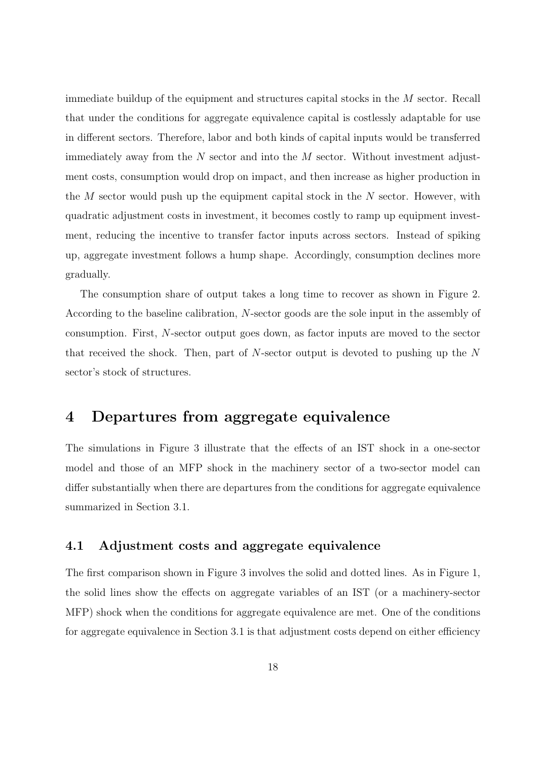immediate buildup of the equipment and structures capital stocks in the $M$ sector. Recall that under the conditions for aggregate equivalence capital is costlessly adaptable for use in different sectors. Therefore, labor and both kinds of capital inputs would be transferred immediately away from the $N$ sector and into the $M$ sector. Without investment adjustment costs, consumption would drop on impact, and then increase as higher production in the $M$ sector would push up the equipment capital stock in the $N$ sector. However, with quadratic adjustment costs in investment, it becomes costly to ramp up equipment investment, reducing the incentive to transfer factor inputs across sectors. Instead of spiking up, aggregate investment follows a hump shape. Accordingly, consumption declines more gradually.

The consumption share of output takes a long time to recover as shown in Figure 2. According to the baseline calibration, $N$-sector goods are the sole input in the assembly of consumption. First, $N$-sector output goes down, as factor inputs are moved to the sector that received the shock. Then, part of $N$-sector output is devoted to pushing up the $N$ sector's stock of structures.

# 4 Departures from aggregate equivalence

The simulations in Figure 3 illustrate that the effects of an IST shock in a one-sector model and those of an MFP shock in the machinery sector of a two-sector model can differ substantially when there are departures from the conditions for aggregate equivalence summarized in Section 3.1.

## 4.1 Adjustment costs and aggregate equivalence

The first comparison shown in Figure 3 involves the solid and dotted lines. As in Figure 1, the solid lines show the effects on aggregate variables of an IST (or a machinery-sector MFP) shock when the conditions for aggregate equivalence are met. One of the conditions for aggregate equivalence in Section 3.1 is that adjustment costs depend on either efficiency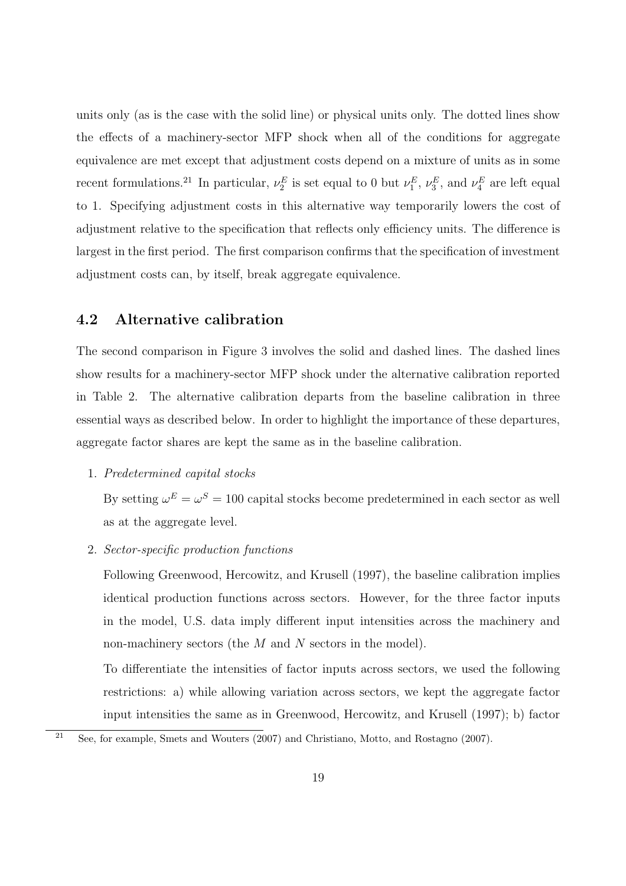units only (as is the case with the solid line) or physical units only. The dotted lines show the effects of a machinery-sector MFP shock when all of the conditions for aggregate equivalence are met except that adjustment costs depend on a mixture of units as in some recent formulations.[21] In particular, $\nu_2^E$ is set equal to 0 but $\nu_1^E$, $\nu_3^E$, and $\nu_4^E$ are left equal to 1. Specifying adjustment costs in this alternative way temporarily lowers the cost of adjustment relative to the specification that reflects only efficiency units. The difference is largest in the first period. The first comparison confirms that the specification of investment adjustment costs can, by itself, break aggregate equivalence.

## 4.2 Alternative calibration

The second comparison in Figure 3 involves the solid and dashed lines. The dashed lines show results for a machinery-sector MFP shock under the alternative calibration reported in Table 2. The alternative calibration departs from the baseline calibration in three essential ways as described below. In order to highlight the importance of these departures, aggregate factor shares are kept the same as in the baseline calibration.

1. *Predetermined capital stocks*

   By setting $\omega^E = \omega^S = 100$ capital stocks become predetermined in each sector as well as at the aggregate level.

2. *Sector-specific production functions*

   Following Greenwood, Hercowitz, and Krusell (1997), the baseline calibration implies identical production functions across sectors. However, for the three factor inputs in the model, U.S. data imply different input intensities across the machinery and non-machinery sectors (the $M$ and $N$ sectors in the model).

   To differentiate the intensities of factor inputs across sectors, we used the following restrictions: a) while allowing variation across sectors, we kept the aggregate factor input intensities the same as in Greenwood, Hercowitz, and Krusell (1997); b) factor

[21] See, for example, Smets and Wouters (2007) and Christiano, Motto, and Rostagno (2007).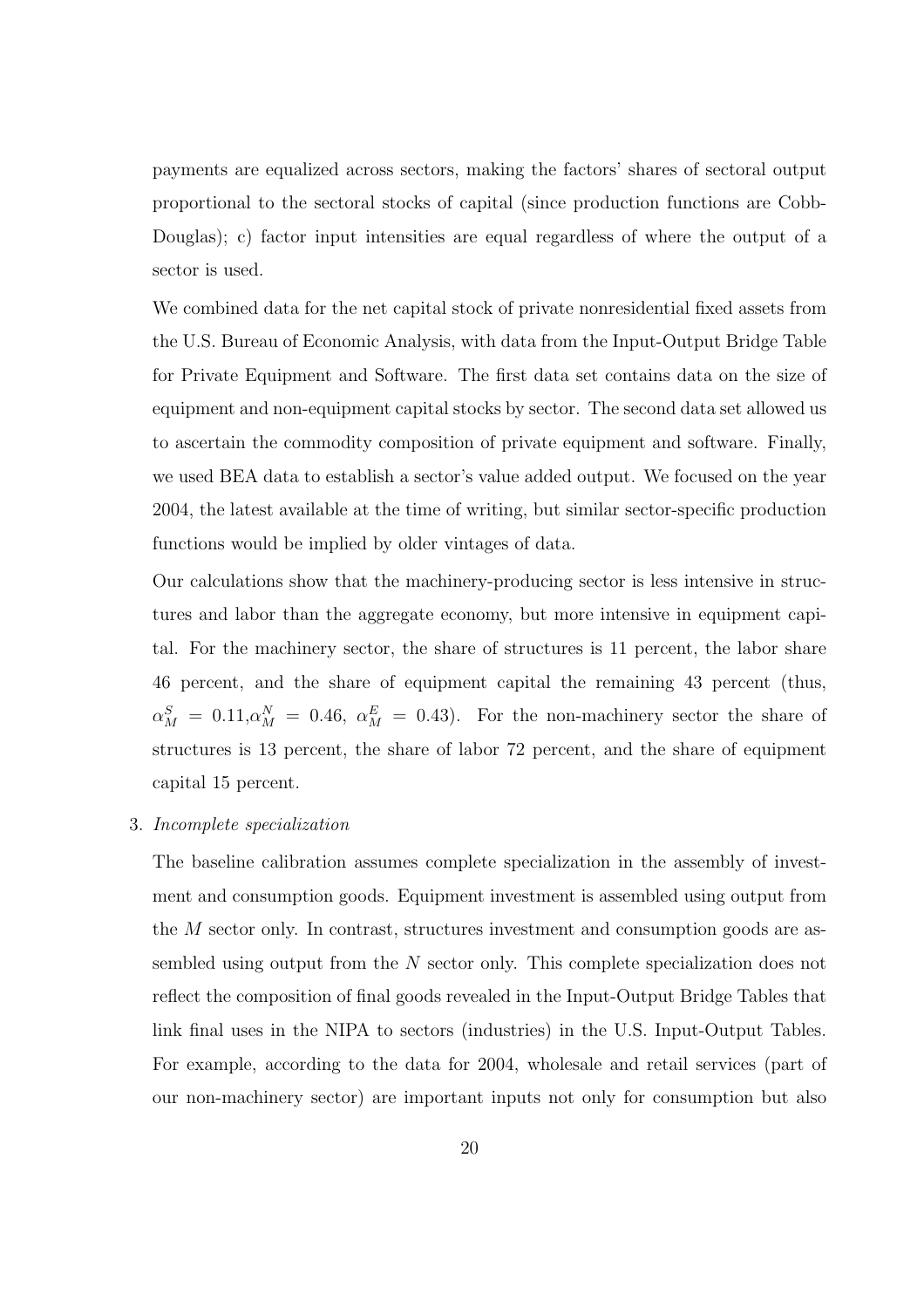payments are equalized across sectors, making the factors' shares of sectoral output proportional to the sectoral stocks of capital (since production functions are Cobb-Douglas); c) factor input intensities are equal regardless of where the output of a sector is used.

We combined data for the net capital stock of private nonresidential fixed assets from the U.S. Bureau of Economic Analysis, with data from the Input-Output Bridge Table for Private Equipment and Software. The first data set contains data on the size of equipment and non-equipment capital stocks by sector. The second data set allowed us to ascertain the commodity composition of private equipment and software. Finally, we used BEA data to establish a sector's value added output. We focused on the year 2004, the latest available at the time of writing, but similar sector-specific production functions would be implied by older vintages of data.

Our calculations show that the machinery-producing sector is less intensive in structures and labor than the aggregate economy, but more intensive in equipment capital. For the machinery sector, the share of structures is 11 percent, the labor share 46 percent, and the share of equipment capital the remaining 43 percent (thus, $\alpha_M^S = 0.11, \alpha_M^N = 0.46$, $\alpha_M^E = 0.43$). For the non-machinery sector the share of structures is 13 percent, the share of labor 72 percent, and the share of equipment capital 15 percent.

3. *Incomplete specialization*

   The baseline calibration assumes complete specialization in the assembly of investment and consumption goods. Equipment investment is assembled using output from the $M$ sector only. In contrast, structures investment and consumption goods are assembled using output from the $N$ sector only. This complete specialization does not reflect the composition of final goods revealed in the Input-Output Bridge Tables that link final uses in the NIPA to sectors (industries) in the U.S. Input-Output Tables. For example, according to the data for 2004, wholesale and retail services (part of our non-machinery sector) are important inputs not only for consumption but also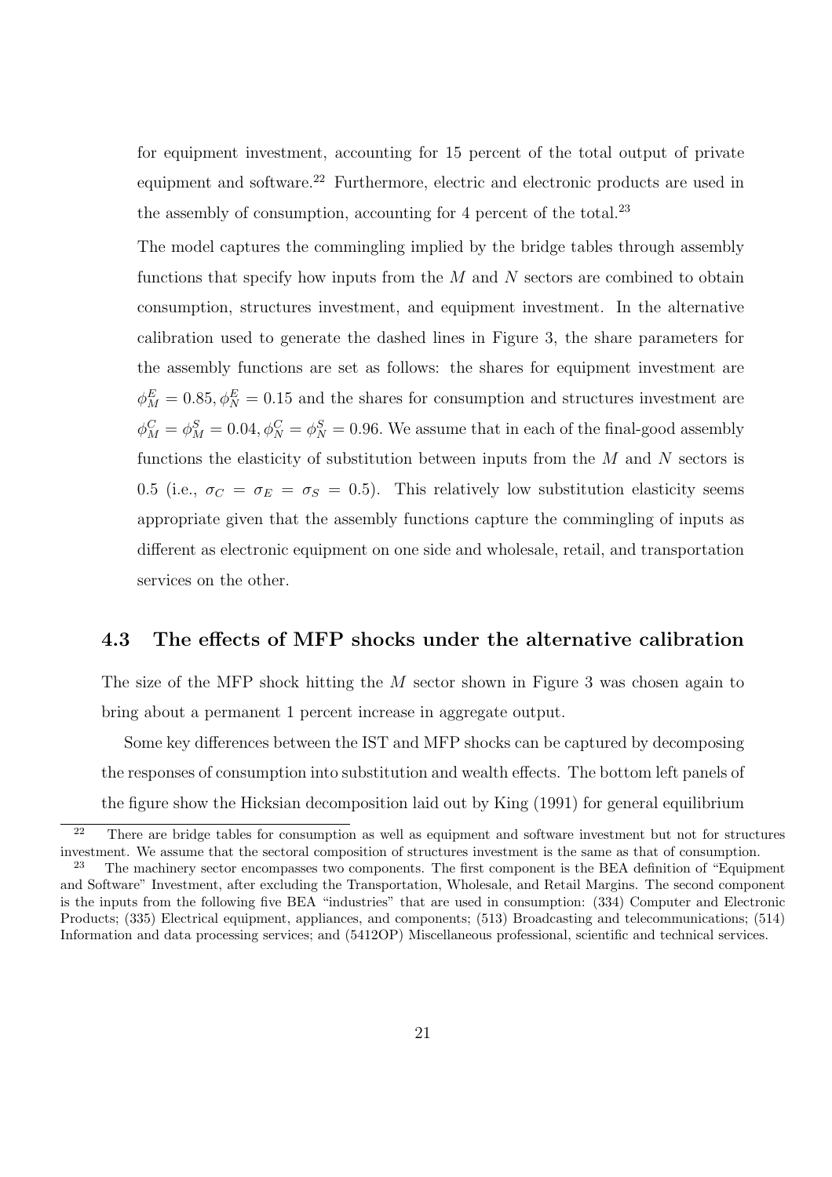for equipment investment, accounting for 15 percent of the total output of private equipment and software.[22] Furthermore, electric and electronic products are used in the assembly of consumption, accounting for 4 percent of the total.[23]

The model captures the commingling implied by the bridge tables through assembly functions that specify how inputs from the $M$ and $N$ sectors are combined to obtain consumption, structures investment, and equipment investment. In the alternative calibration used to generate the dashed lines in Figure 3, the share parameters for the assembly functions are set as follows: the shares for equipment investment are $\phi_M^E = 0.85, \phi_N^E = 0.15$ and the shares for consumption and structures investment are $\phi_M^C = \phi_M^S = 0.04, \phi_N^C = \phi_N^S = 0.96$. We assume that in each of the final-good assembly functions the elasticity of substitution between inputs from the $M$ and $N$ sectors is 0.5 (i.e., $\sigma_C = \sigma_E = \sigma_S = 0.5$). This relatively low substitution elasticity seems appropriate given that the assembly functions capture the commingling of inputs as different as electronic equipment on one side and wholesale, retail, and transportation services on the other.

### 4.3 The effects of MFP shocks under the alternative calibration

The size of the MFP shock hitting the $M$ sector shown in Figure 3 was chosen again to bring about a permanent 1 percent increase in aggregate output.

Some key differences between the IST and MFP shocks can be captured by decomposing the responses of consumption into substitution and wealth effects. The bottom left panels of the figure show the Hicksian decomposition laid out by King (1991) for general equilibrium

[22] There are bridge tables for consumption as well as equipment and software investment but not for structures investment. We assume that the sectoral composition of structures investment is the same as that of consumption.

[23] The machinery sector encompasses two components. The first component is the BEA definition of "Equipment and Software" Investment, after excluding the Transportation, Wholesale, and Retail Margins. The second component is the inputs from the following five BEA "industries" that are used in consumption: (334) Computer and Electronic Products; (335) Electrical equipment, appliances, and components; (513) Broadcasting and telecommunications; (514) Information and data processing services; and (5412OP) Miscellaneous professional, scientific and technical services.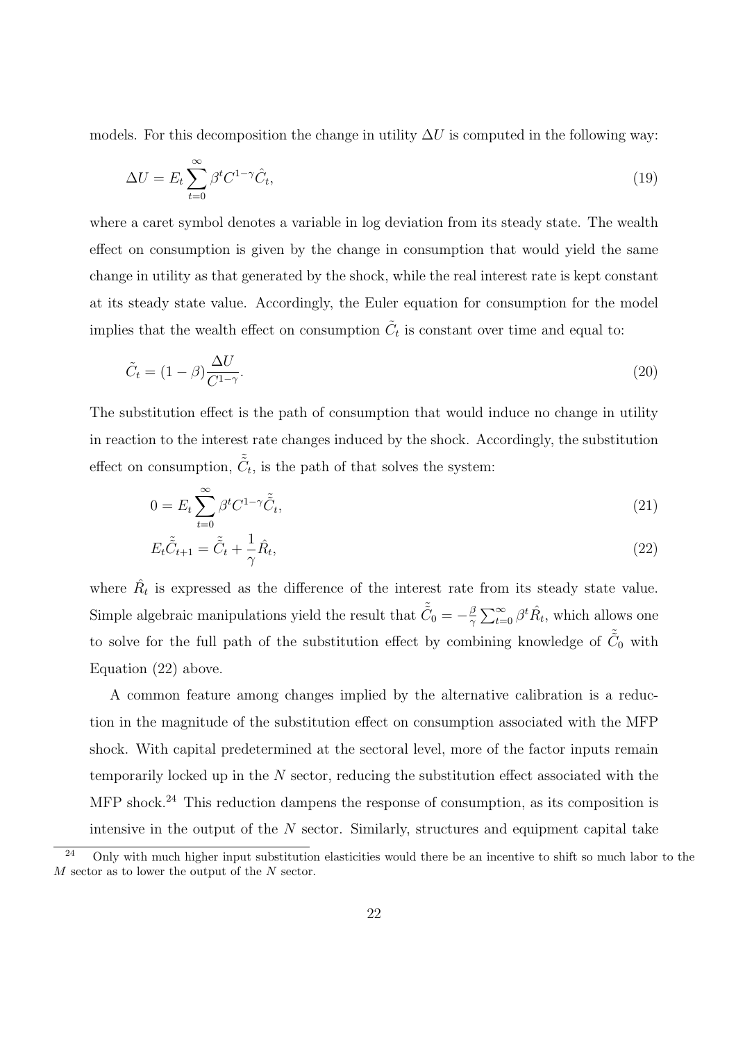models. For this decomposition the change in utility $\Delta U$ is computed in the following way:

$$\Delta U = E_t \sum_{t=0}^{\infty} \beta^t C^{1-\gamma} \hat{C}_t, \tag{19}$$

where a caret symbol denotes a variable in log deviation from its steady state. The wealth effect on consumption is given by the change in consumption that would yield the same change in utility as that generated by the shock, while the real interest rate is kept constant at its steady state value. Accordingly, the Euler equation for consumption for the model implies that the wealth effect on consumption $\tilde{C}_t$ is constant over time and equal to:

$$\tilde{C}_t = (1-\beta) \frac{\Delta U}{C^{1-\gamma}}. \tag{20}$$

The substitution effect is the path of consumption that would induce no change in utility in reaction to the interest rate changes induced by the shock. Accordingly, the substitution effect on consumption, $\tilde{\tilde{C}}_t$, is the path of that solves the system:

$$0 = E_t \sum_{t=0}^{\infty} \beta^t C^{1-\gamma} \tilde{\tilde{C}}_t, \tag{21}$$

$$E_t \tilde{\tilde{C}}_{t+1} = \tilde{\tilde{C}}_t + \frac{1}{\gamma} \hat{R}_t, \tag{22}$$

where $\hat{R}_t$ is expressed as the difference of the interest rate from its steady state value. Simple algebraic manipulations yield the result that $\tilde{\tilde{C}}_0 = -\frac{\beta}{\gamma} \sum_{t=0}^{\infty} \beta^t \hat{R}_t$, which allows one to solve for the full path of the substitution effect by combining knowledge of $\tilde{\tilde{C}}_0$ with Equation (22) above.

A common feature among changes implied by the alternative calibration is a reduction in the magnitude of the substitution effect on consumption associated with the MFP shock. With capital predetermined at the sectoral level, more of the factor inputs remain temporarily locked up in the $N$ sector, reducing the substitution effect associated with the MFP shock.[24] This reduction dampens the response of consumption, as its composition is intensive in the output of the $N$ sector. Similarly, structures and equipment capital take

[24] Only with much higher input substitution elasticities would there be an incentive to shift so much labor to the $M$ sector as to lower the output of the $N$ sector.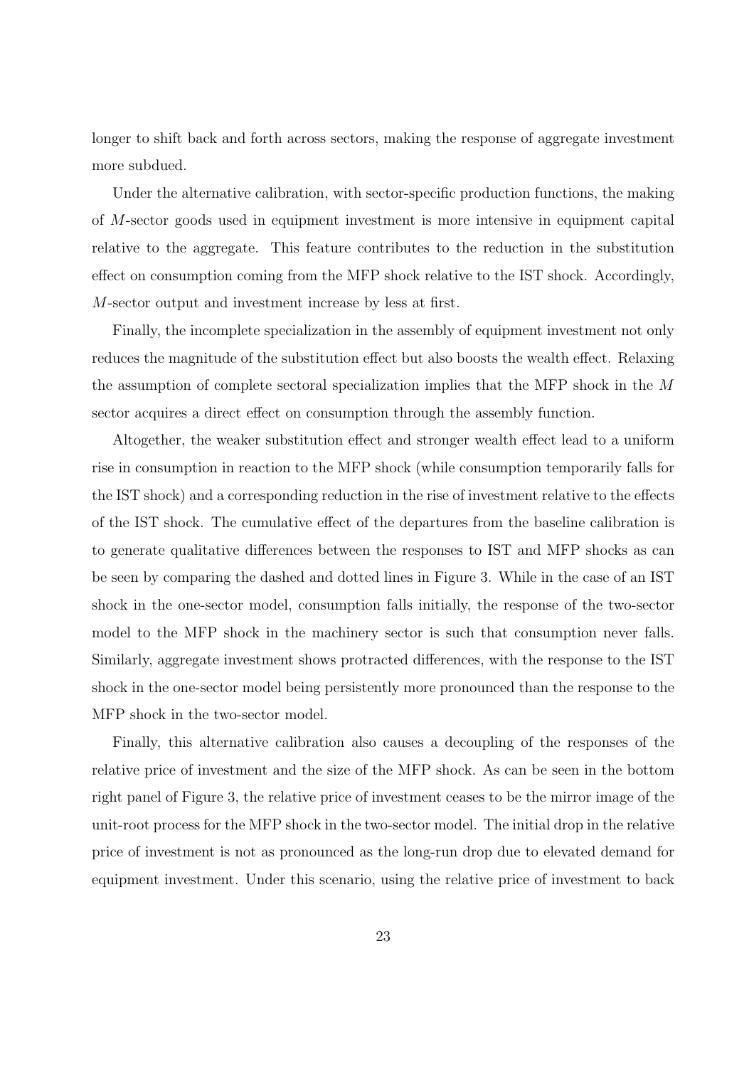longer to shift back and forth across sectors, making the response of aggregate investment more subdued.

Under the alternative calibration, with sector-specific production functions, the making of $M$-sector goods used in equipment investment is more intensive in equipment capital relative to the aggregate. This feature contributes to the reduction in the substitution effect on consumption coming from the MFP shock relative to the IST shock. Accordingly, $M$-sector output and investment increase by less at first.

Finally, the incomplete specialization in the assembly of equipment investment not only reduces the magnitude of the substitution effect but also boosts the wealth effect. Relaxing the assumption of complete sectoral specialization implies that the MFP shock in the $M$ sector acquires a direct effect on consumption through the assembly function.

Altogether, the weaker substitution effect and stronger wealth effect lead to a uniform rise in consumption in reaction to the MFP shock (while consumption temporarily falls for the IST shock) and a corresponding reduction in the rise of investment relative to the effects of the IST shock. The cumulative effect of the departures from the baseline calibration is to generate qualitative differences between the responses to IST and MFP shocks as can be seen by comparing the dashed and dotted lines in Figure 3. While in the case of an IST shock in the one-sector model, consumption falls initially, the response of the two-sector model to the MFP shock in the machinery sector is such that consumption never falls. Similarly, aggregate investment shows protracted differences, with the response to the IST shock in the one-sector model being persistently more pronounced than the response to the MFP shock in the two-sector model.

Finally, this alternative calibration also causes a decoupling of the responses of the relative price of investment and the size of the MFP shock. As can be seen in the bottom right panel of Figure 3, the relative price of investment ceases to be the mirror image of the unit-root process for the MFP shock in the two-sector model. The initial drop in the relative price of investment is not as pronounced as the long-run drop due to elevated demand for equipment investment. Under this scenario, using the relative price of investment to back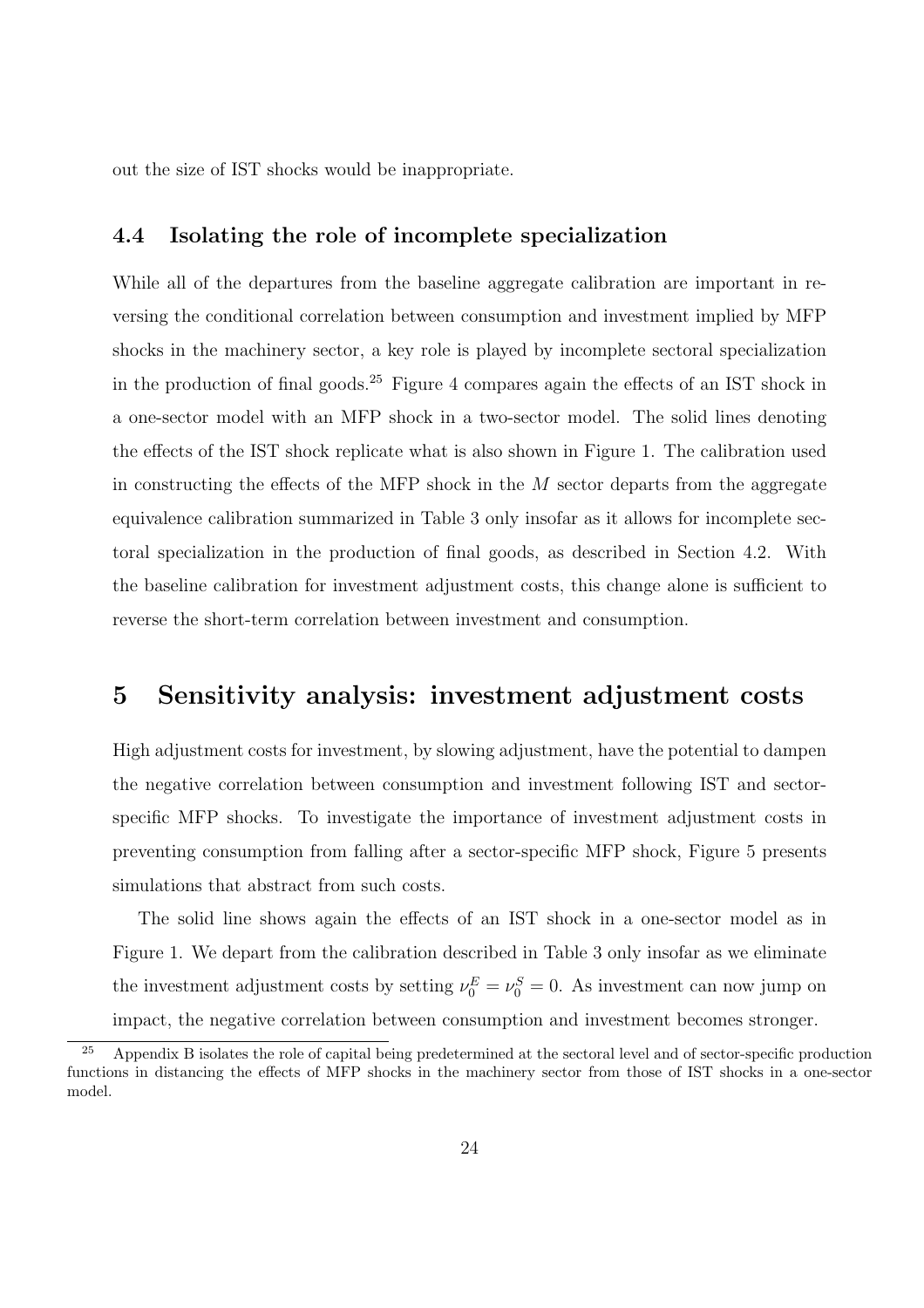out the size of IST shocks would be inappropriate.

### 4.4 Isolating the role of incomplete specialization

While all of the departures from the baseline aggregate calibration are important in reversing the conditional correlation between consumption and investment implied by MFP shocks in the machinery sector, a key role is played by incomplete sectoral specialization in the production of final goods.[25] Figure 4 compares again the effects of an IST shock in a one-sector model with an MFP shock in a two-sector model. The solid lines denoting the effects of the IST shock replicate what is also shown in Figure 1. The calibration used in constructing the effects of the MFP shock in the $M$ sector departs from the aggregate equivalence calibration summarized in Table 3 only insofar as it allows for incomplete sectoral specialization in the production of final goods, as described in Section 4.2. With the baseline calibration for investment adjustment costs, this change alone is sufficient to reverse the short-term correlation between investment and consumption.

## 5 Sensitivity analysis: investment adjustment costs

High adjustment costs for investment, by slowing adjustment, have the potential to dampen the negative correlation between consumption and investment following IST and sector-specific MFP shocks. To investigate the importance of investment adjustment costs in preventing consumption from falling after a sector-specific MFP shock, Figure 5 presents simulations that abstract from such costs.

The solid line shows again the effects of an IST shock in a one-sector model as in Figure 1. We depart from the calibration described in Table 3 only insofar as we eliminate the investment adjustment costs by setting $\nu_0^E = \nu_0^S = 0$. As investment can now jump on impact, the negative correlation between consumption and investment becomes stronger.

[25] Appendix B isolates the role of capital being predetermined at the sectoral level and of sector-specific production functions in distancing the effects of MFP shocks in the machinery sector from those of IST shocks in a one-sector model.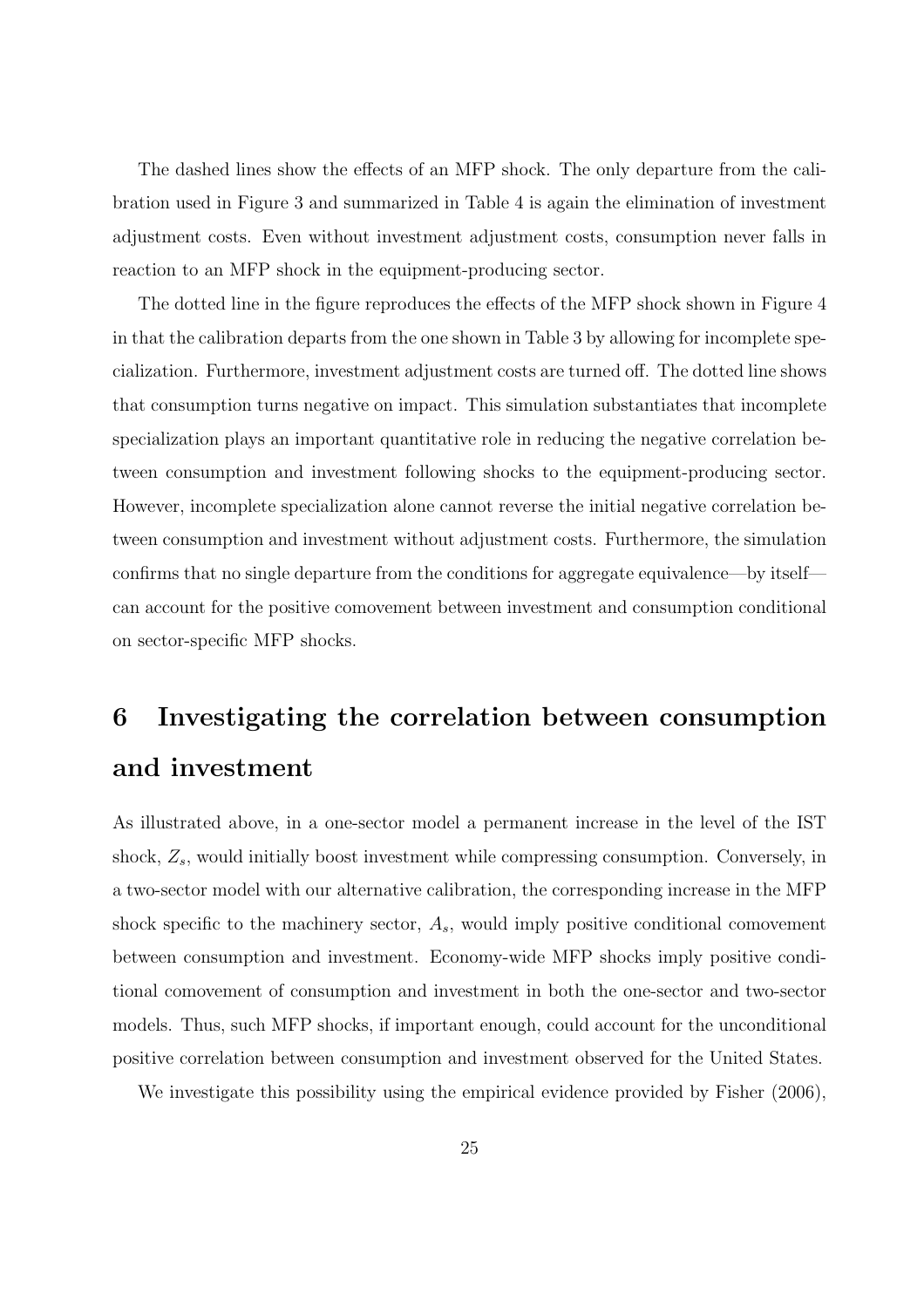The dashed lines show the effects of an MFP shock. The only departure from the calibration used in Figure 3 and summarized in Table 4 is again the elimination of investment adjustment costs. Even without investment adjustment costs, consumption never falls in reaction to an MFP shock in the equipment-producing sector.

The dotted line in the figure reproduces the effects of the MFP shock shown in Figure 4 in that the calibration departs from the one shown in Table 3 by allowing for incomplete specialization. Furthermore, investment adjustment costs are turned off. The dotted line shows that consumption turns negative on impact. This simulation substantiates that incomplete specialization plays an important quantitative role in reducing the negative correlation between consumption and investment following shocks to the equipment-producing sector. However, incomplete specialization alone cannot reverse the initial negative correlation between consumption and investment without adjustment costs. Furthermore, the simulation confirms that no single departure from the conditions for aggregate equivalence—by itself—can account for the positive comovement between investment and consumption conditional on sector-specific MFP shocks.

# 6 Investigating the correlation between consumption and investment

As illustrated above, in a one-sector model a permanent increase in the level of the IST shock, $Z_s$, would initially boost investment while compressing consumption. Conversely, in a two-sector model with our alternative calibration, the corresponding increase in the MFP shock specific to the machinery sector, $A_s$, would imply positive conditional comovement between consumption and investment. Economy-wide MFP shocks imply positive conditional comovement of consumption and investment in both the one-sector and two-sector models. Thus, such MFP shocks, if important enough, could account for the unconditional positive correlation between consumption and investment observed for the United States.

We investigate this possibility using the empirical evidence provided by Fisher (2006),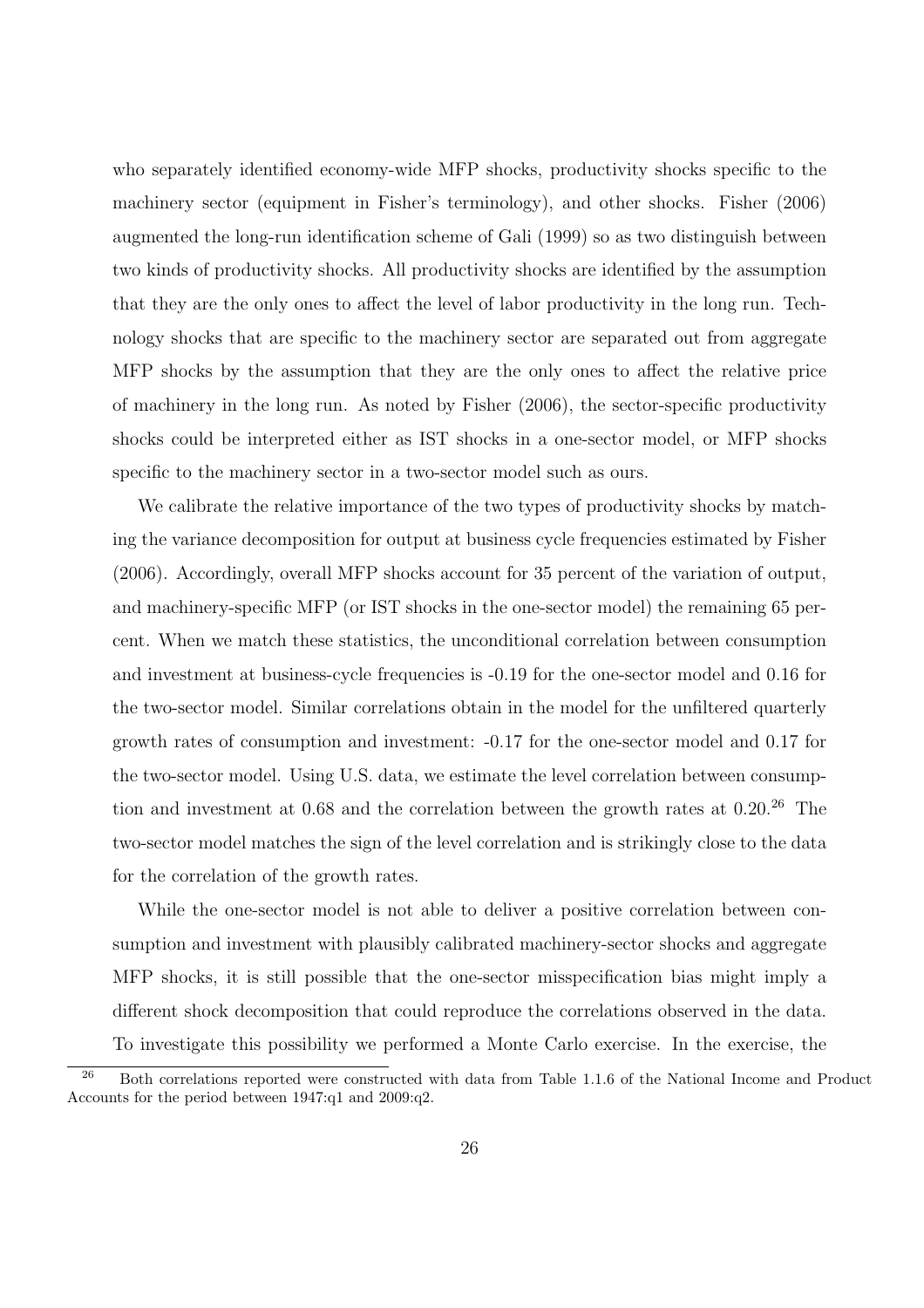who separately identified economy-wide MFP shocks, productivity shocks specific to the machinery sector (equipment in Fisher's terminology), and other shocks. Fisher (2006) augmented the long-run identification scheme of Gali (1999) so as two distinguish between two kinds of productivity shocks. All productivity shocks are identified by the assumption that they are the only ones to affect the level of labor productivity in the long run. Technology shocks that are specific to the machinery sector are separated out from aggregate MFP shocks by the assumption that they are the only ones to affect the relative price of machinery in the long run. As noted by Fisher (2006), the sector-specific productivity shocks could be interpreted either as IST shocks in a one-sector model, or MFP shocks specific to the machinery sector in a two-sector model such as ours.

We calibrate the relative importance of the two types of productivity shocks by matching the variance decomposition for output at business cycle frequencies estimated by Fisher (2006). Accordingly, overall MFP shocks account for 35 percent of the variation of output, and machinery-specific MFP (or IST shocks in the one-sector model) the remaining 65 percent. When we match these statistics, the unconditional correlation between consumption and investment at business-cycle frequencies is -0.19 for the one-sector model and 0.16 for the two-sector model. Similar correlations obtain in the model for the unfiltered quarterly growth rates of consumption and investment: -0.17 for the one-sector model and 0.17 for the two-sector model. Using U.S. data, we estimate the level correlation between consumption and investment at 0.68 and the correlation between the growth rates at 0.20.[26] The two-sector model matches the sign of the level correlation and is strikingly close to the data for the correlation of the growth rates.

While the one-sector model is not able to deliver a positive correlation between consumption and investment with plausibly calibrated machinery-sector shocks and aggregate MFP shocks, it is still possible that the one-sector misspecification bias might imply a different shock decomposition that could reproduce the correlations observed in the data. To investigate this possibility we performed a Monte Carlo exercise. In the exercise, the

[26] Both correlations reported were constructed with data from Table 1.1.6 of the National Income and Product Accounts for the period between 1947:q1 and 2009:q2.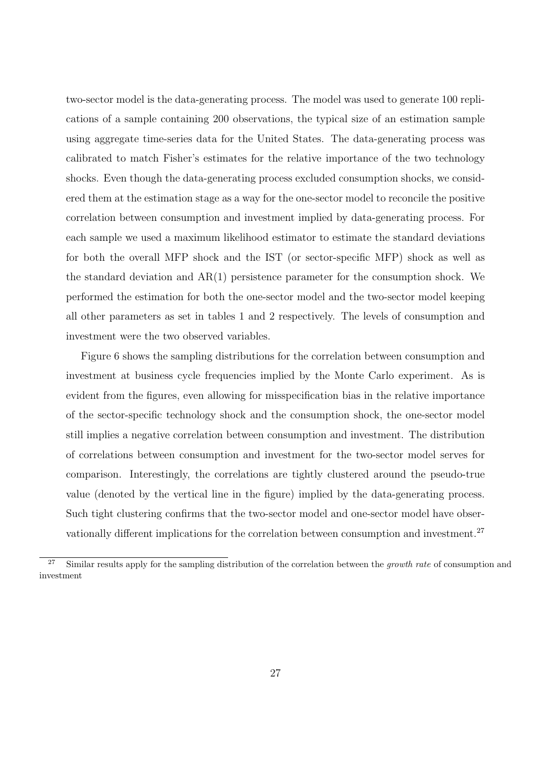two-sector model is the data-generating process. The model was used to generate 100 replications of a sample containing 200 observations, the typical size of an estimation sample using aggregate time-series data for the United States. The data-generating process was calibrated to match Fisher's estimates for the relative importance of the two technology shocks. Even though the data-generating process excluded consumption shocks, we considered them at the estimation stage as a way for the one-sector model to reconcile the positive correlation between consumption and investment implied by data-generating process. For each sample we used a maximum likelihood estimator to estimate the standard deviations for both the overall MFP shock and the IST (or sector-specific MFP) shock as well as the standard deviation and AR(1) persistence parameter for the consumption shock. We performed the estimation for both the one-sector model and the two-sector model keeping all other parameters as set in tables 1 and 2 respectively. The levels of consumption and investment were the two observed variables.

Figure 6 shows the sampling distributions for the correlation between consumption and investment at business cycle frequencies implied by the Monte Carlo experiment. As is evident from the figures, even allowing for misspecification bias in the relative importance of the sector-specific technology shock and the consumption shock, the one-sector model still implies a negative correlation between consumption and investment. The distribution of correlations between consumption and investment for the two-sector model serves for comparison. Interestingly, the correlations are tightly clustered around the pseudo-true value (denoted by the vertical line in the figure) implied by the data-generating process. Such tight clustering confirms that the two-sector model and one-sector model have observationally different implications for the correlation between consumption and investment.[27]

[27] Similar results apply for the sampling distribution of the correlation between the *growth rate* of consumption and investment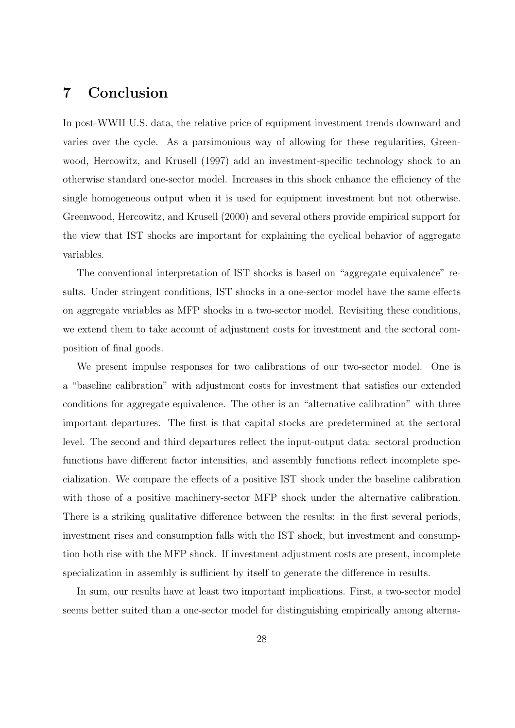# 7 Conclusion

In post-WWII U.S. data, the relative price of equipment investment trends downward and varies over the cycle. As a parsimonious way of allowing for these regularities, Greenwood, Hercowitz, and Krusell (1997) add an investment-specific technology shock to an otherwise standard one-sector model. Increases in this shock enhance the efficiency of the single homogeneous output when it is used for equipment investment but not otherwise. Greenwood, Hercowitz, and Krusell (2000) and several others provide empirical support for the view that IST shocks are important for explaining the cyclical behavior of aggregate variables.

The conventional interpretation of IST shocks is based on "aggregate equivalence" results. Under stringent conditions, IST shocks in a one-sector model have the same effects on aggregate variables as MFP shocks in a two-sector model. Revisiting these conditions, we extend them to take account of adjustment costs for investment and the sectoral composition of final goods.

We present impulse responses for two calibrations of our two-sector model. One is a "baseline calibration" with adjustment costs for investment that satisfies our extended conditions for aggregate equivalence. The other is an "alternative calibration" with three important departures. The first is that capital stocks are predetermined at the sectoral level. The second and third departures reflect the input-output data: sectoral production functions have different factor intensities, and assembly functions reflect incomplete specialization. We compare the effects of a positive IST shock under the baseline calibration with those of a positive machinery-sector MFP shock under the alternative calibration. There is a striking qualitative difference between the results: in the first several periods, investment rises and consumption falls with the IST shock, but investment and consumption both rise with the MFP shock. If investment adjustment costs are present, incomplete specialization in assembly is sufficient by itself to generate the difference in results.

In sum, our results have at least two important implications. First, a two-sector model seems better suited than a one-sector model for distinguishing empirically among alterna-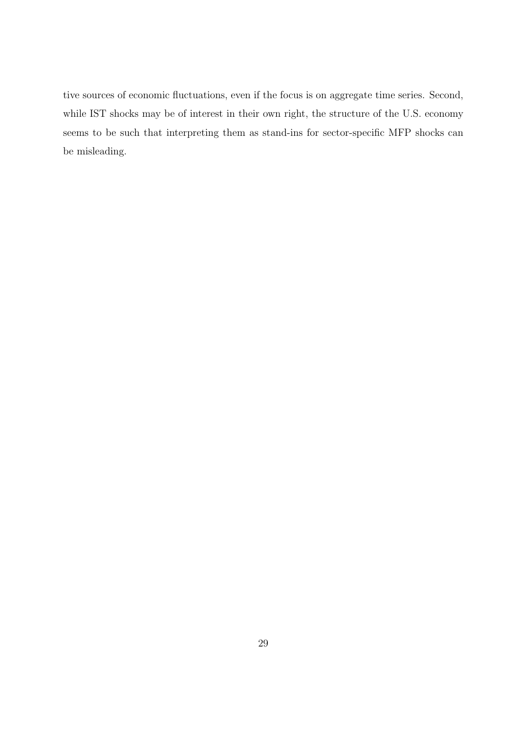tive sources of economic fluctuations, even if the focus is on aggregate time series. Second, while IST shocks may be of interest in their own right, the structure of the U.S. economy seems to be such that interpreting them as stand-ins for sector-specific MFP shocks can be misleading.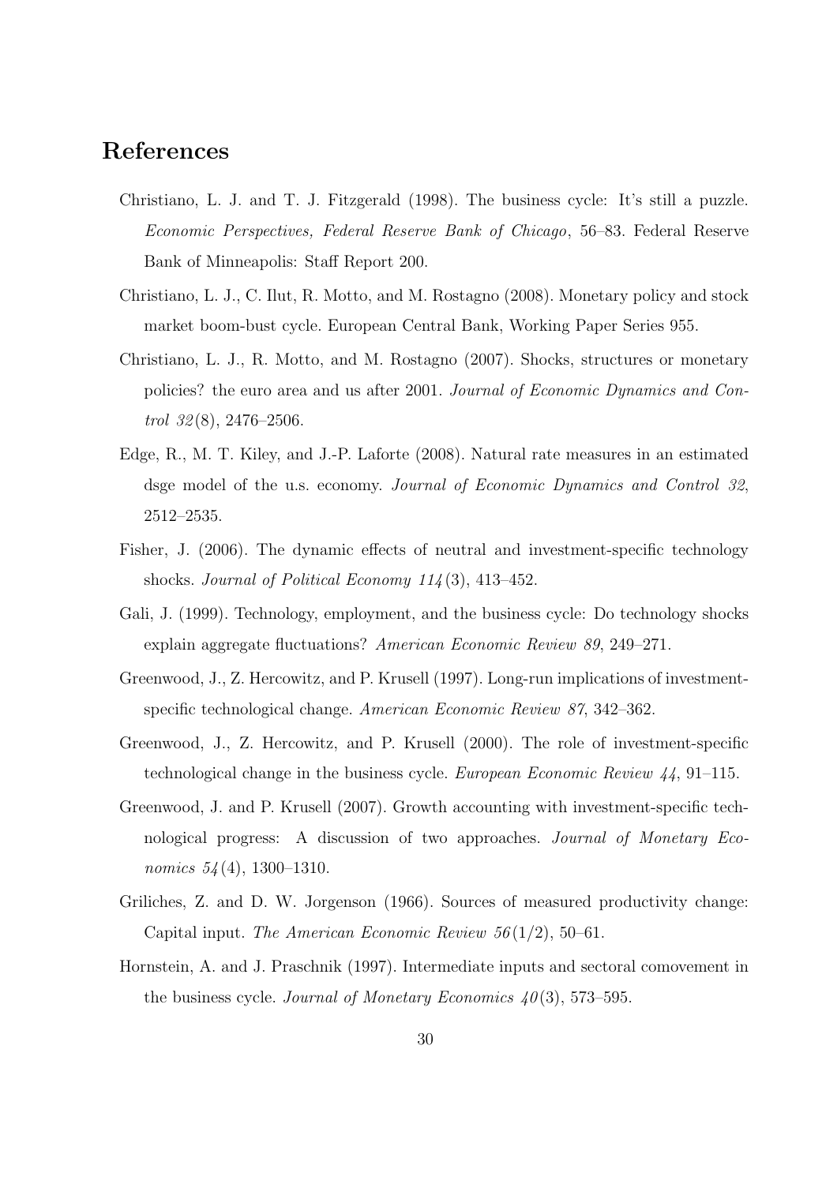# References

Christiano, L. J. and T. J. Fitzgerald (1998). The business cycle: It's still a puzzle. *Economic Perspectives, Federal Reserve Bank of Chicago*, 56–83. Federal Reserve Bank of Minneapolis: Staff Report 200.

Christiano, L. J., C. Ilut, R. Motto, and M. Rostagno (2008). Monetary policy and stock market boom-bust cycle. European Central Bank, Working Paper Series 955.

Christiano, L. J., R. Motto, and M. Rostagno (2007). Shocks, structures or monetary policies? the euro area and us after 2001. *Journal of Economic Dynamics and Control 32*(8), 2476–2506.

Edge, R., M. T. Kiley, and J.-P. Laforte (2008). Natural rate measures in an estimated dsge model of the u.s. economy. *Journal of Economic Dynamics and Control 32*, 2512–2535.

Fisher, J. (2006). The dynamic effects of neutral and investment-specific technology shocks. *Journal of Political Economy 114*(3), 413–452.

Gali, J. (1999). Technology, employment, and the business cycle: Do technology shocks explain aggregate fluctuations? *American Economic Review 89*, 249–271.

Greenwood, J., Z. Hercowitz, and P. Krusell (1997). Long-run implications of investment-specific technological change. *American Economic Review 87*, 342–362.

Greenwood, J., Z. Hercowitz, and P. Krusell (2000). The role of investment-specific technological change in the business cycle. *European Economic Review 44*, 91–115.

Greenwood, J. and P. Krusell (2007). Growth accounting with investment-specific technological progress: A discussion of two approaches. *Journal of Monetary Economics 54*(4), 1300–1310.

Griliches, Z. and D. W. Jorgenson (1966). Sources of measured productivity change: Capital input. *The American Economic Review 56*(1/2), 50–61.

Hornstein, A. and J. Praschnik (1997). Intermediate inputs and sectoral comovement in the business cycle. *Journal of Monetary Economics 40*(3), 573–595.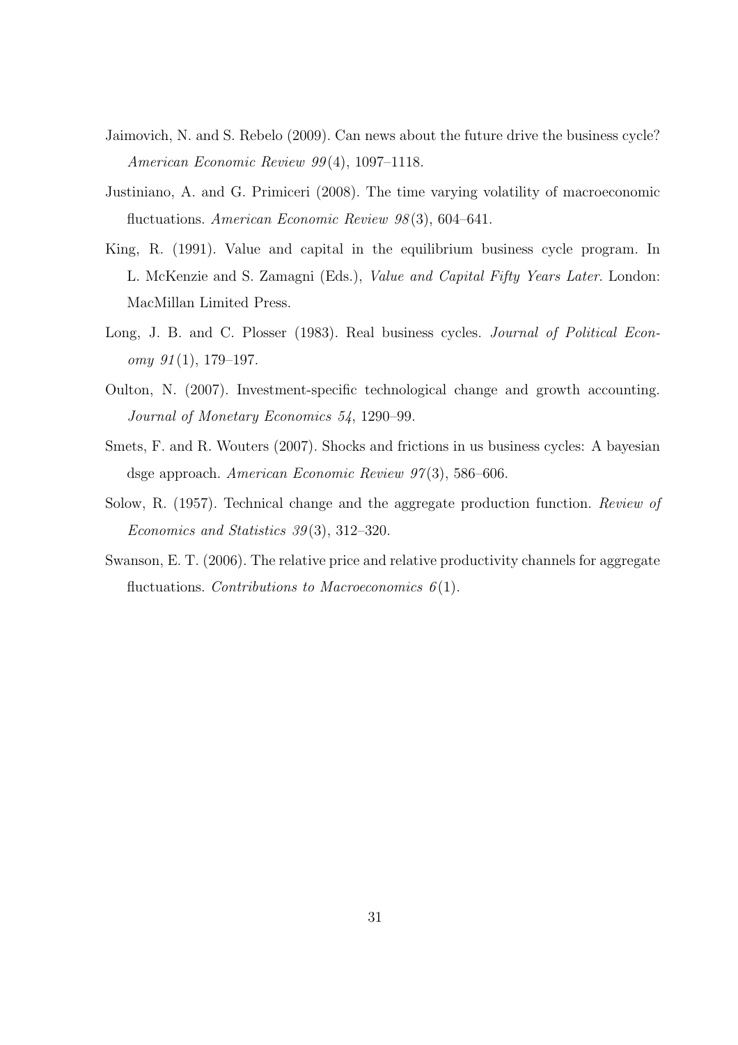Jaimovich, N. and S. Rebelo (2009). Can news about the future drive the business cycle? *American Economic Review 99*(4), 1097–1118.

Justiniano, A. and G. Primiceri (2008). The time varying volatility of macroeconomic fluctuations. *American Economic Review 98*(3), 604–641.

King, R. (1991). Value and capital in the equilibrium business cycle program. In L. McKenzie and S. Zamagni (Eds.), *Value and Capital Fifty Years Later*. London: MacMillan Limited Press.

Long, J. B. and C. Plosser (1983). Real business cycles. *Journal of Political Economy 91*(1), 179–197.

Oulton, N. (2007). Investment-specific technological change and growth accounting. *Journal of Monetary Economics 54*, 1290–99.

Smets, F. and R. Wouters (2007). Shocks and frictions in us business cycles: A bayesian dsge approach. *American Economic Review 97*(3), 586–606.

Solow, R. (1957). Technical change and the aggregate production function. *Review of Economics and Statistics 39*(3), 312–320.

Swanson, E. T. (2006). The relative price and relative productivity channels for aggregate fluctuations. *Contributions to Macroeconomics 6*(1).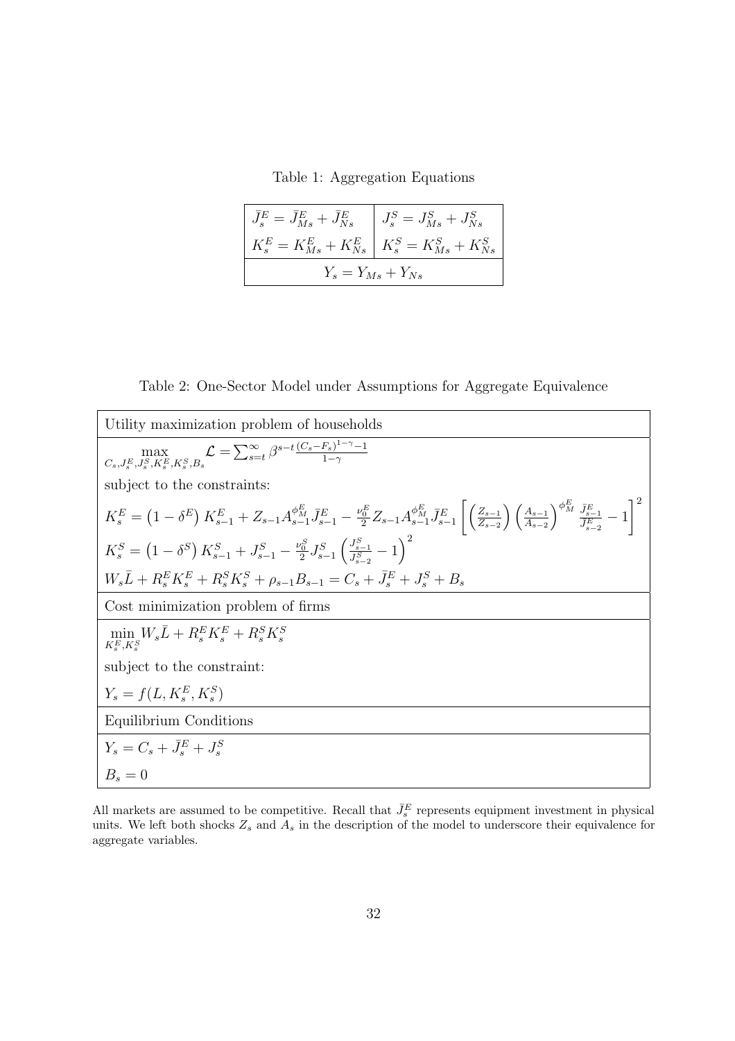Table 1: Aggregation Equations

| | |
|---|---|
| $\bar{J}^E_s = \bar{J}^E_{Ms} + \bar{J}^E_{Ns}$ | $J^S_s = J^S_{Ms} + J^S_{Ns}$ |
| $K^E_s = K^E_{Ms} + K^E_{Ns}$ | $K^S_s = K^S_{Ms} + K^S_{Ns}$ |
| $Y_s = Y_{Ms} + Y_{Ns}$ | |

Table 2: One-Sector Model under Assumptions for Aggregate Equivalence

| |
|---|
| Utility maximization problem of households |
| $\max\limits_{C_s, J^E_s, J^S_s, K^E_s, K^S_s, B_s} \mathcal{L} = \sum_{s=t}^{\infty} \beta^{s-t} \frac{(C_s - F_s)^{1-\gamma} - 1}{1-\gamma}$ |
| subject to the constraints: |
| $K^E_s = \left(1 - \delta^E\right) K^E_{s-1} + Z_{s-1} A^{\phi^E_M}_{s-1} \bar{J}^E_{s-1} - \frac{\nu^E_0}{2} Z_{s-1} A^{\phi^E_M}_{s-1} \bar{J}^E_{s-1} \left[ \left(\frac{Z_{s-1}}{Z_{s-2}}\right) \left(\frac{A_{s-1}}{A_{s-2}}\right)^{\phi^E_M} \frac{\bar{J}^E_{s-1}}{\bar{J}^E_{s-2}} - 1 \right]^2$ |
| $K^S_s = \left(1 - \delta^S\right) K^S_{s-1} + J^S_{s-1} - \frac{\nu^S_0}{2} J^S_{s-1} \left(\frac{J^S_{s-1}}{J^S_{s-2}} - 1\right)^2$ |
| $W_s \bar{L} + R^E_s K^E_s + R^S_s K^S_s + \rho_{s-1} B_{s-1} = C_s + \bar{J}^E_s + J^S_s + B_s$ |
| Cost minimization problem of firms |
| $\min\limits_{K^E_s, K^S_s} W_s \bar{L} + R^E_s K^E_s + R^S_s K^S_s$ |
| subject to the constraint: |
| $Y_s = f(L, K^E_s, K^S_s)$ |
| Equilibrium Conditions |
| $Y_s = C_s + \bar{J}^E_s + J^S_s$ |
| $B_s = 0$ |

All markets are assumed to be competitive. Recall that $\bar{J}^E_s$ represents equipment investment in physical units. We left both shocks $Z_s$ and $A_s$ in the description of the model to underscore their equivalence for aggregate variables.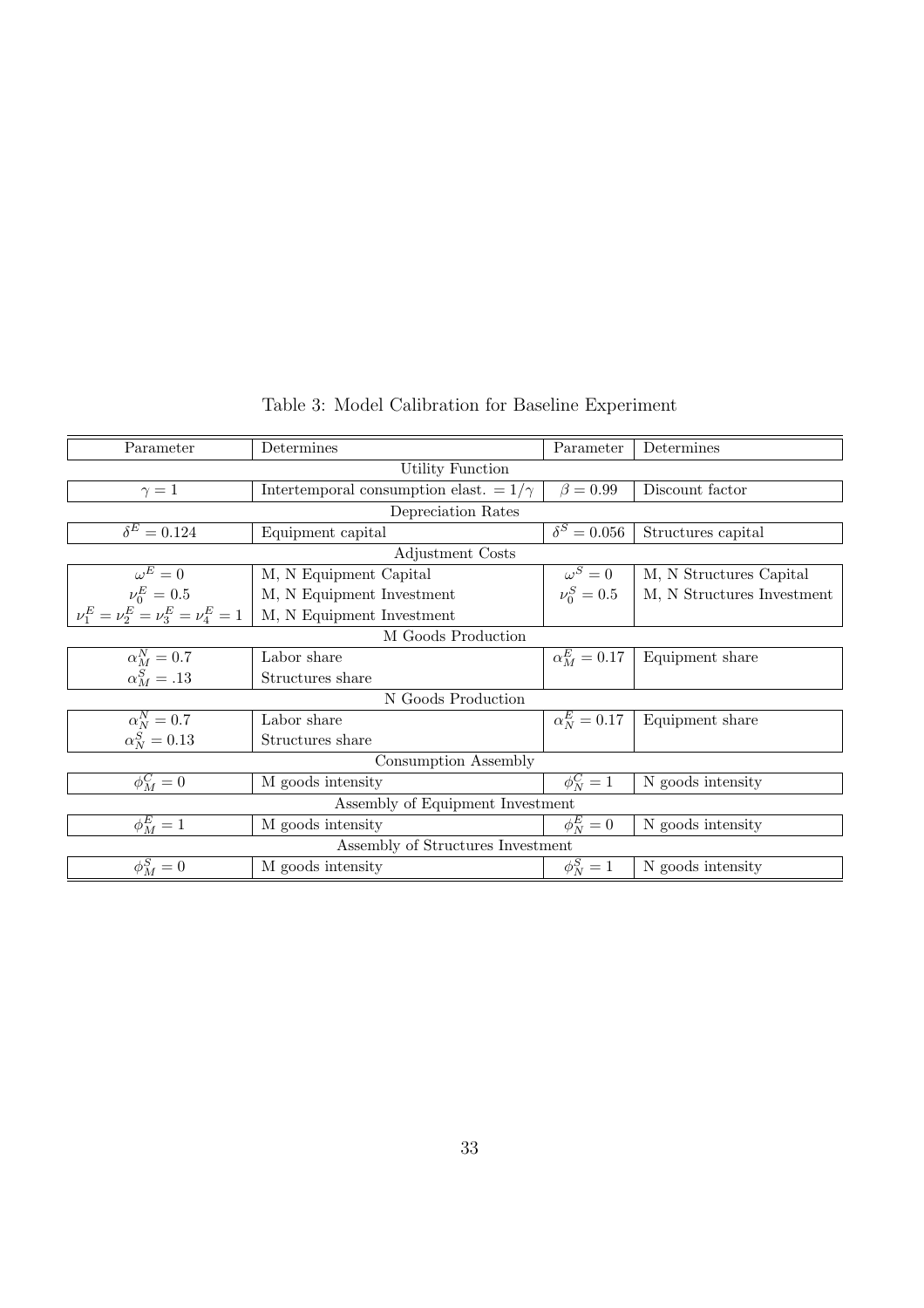Table 3: Model Calibration for Baseline Experiment

| Parameter | Determines | Parameter | Determines |
|---|---|---|---|
| Utility Function | | | |
| $\gamma = 1$ | Intertemporal consumption elast. $= 1/\gamma$ | $\beta = 0.99$ | Discount factor |
| Depreciation Rates | | | |
| $\delta^E = 0.124$ | Equipment capital | $\delta^S = 0.056$ | Structures capital |
| Adjustment Costs | | | |
| $\omega^E = 0$ | M, N Equipment Capital | $\omega^S = 0$ | M, N Structures Capital |
| $\nu_0^E = 0.5$ | M, N Equipment Investment | $\nu_0^S = 0.5$ | M, N Structures Investment |
| $\nu_1^E = \nu_2^E = \nu_3^E = \nu_4^E = 1$ | M, N Equipment Investment | | |
| M Goods Production | | | |
| $\alpha_M^N = 0.7$ | Labor share | $\alpha_M^E = 0.17$ | Equipment share |
| $\alpha_M^S = .13$ | Structures share | | |
| N Goods Production | | | |
| $\alpha_N^N = 0.7$ | Labor share | $\alpha_N^E = 0.17$ | Equipment share |
| $\alpha_N^S = 0.13$ | Structures share | | |
| Consumption Assembly | | | |
| $\phi_M^C = 0$ | M goods intensity | $\phi_N^C = 1$ | N goods intensity |
| Assembly of Equipment Investment | | | |
| $\phi_M^E = 1$ | M goods intensity | $\phi_N^E = 0$ | N goods intensity |
| Assembly of Structures Investment | | | |
| $\phi_M^S = 0$ | M goods intensity | $\phi_N^S = 1$ | N goods intensity |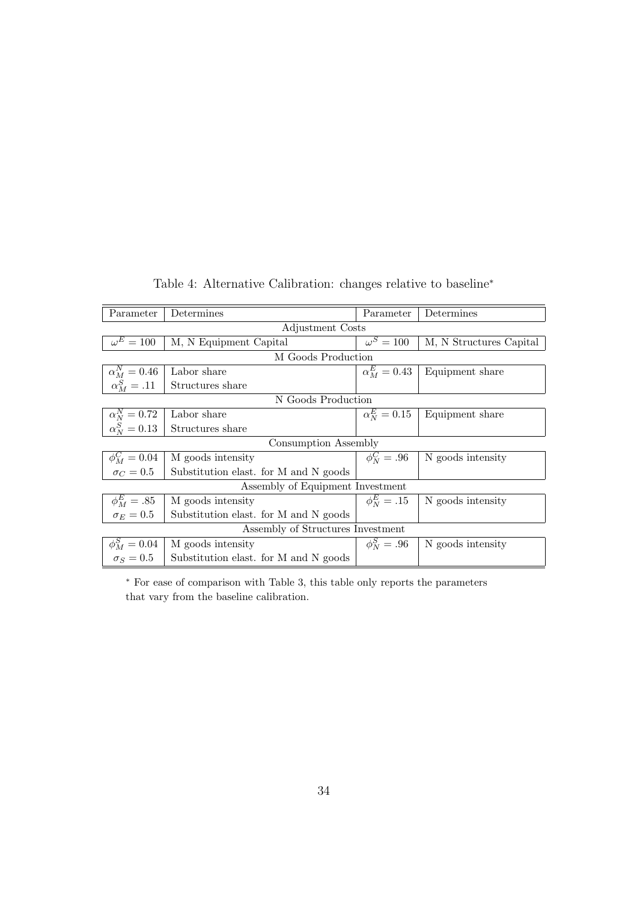Table 4: Alternative Calibration: changes relative to baseline*

| Parameter | Determines | Parameter | Determines |
|---|---|---|---|
| Adjustment Costs | | | |
| $\omega^E = 100$ | M, N Equipment Capital | $\omega^S = 100$ | M, N Structures Capital |
| M Goods Production | | | |
| $\alpha_M^N = 0.46$ | Labor share | $\alpha_M^E = 0.43$ | Equipment share |
| $\alpha_M^S = .11$ | Structures share | | |
| N Goods Production | | | |
| $\alpha_N^N = 0.72$ | Labor share | $\alpha_N^E = 0.15$ | Equipment share |
| $\alpha_N^S = 0.13$ | Structures share | | |
| Consumption Assembly | | | |
| $\phi_M^C = 0.04$ | M goods intensity | $\phi_N^C = .96$ | N goods intensity |
| $\sigma_C = 0.5$ | Substitution elast. for M and N goods | | |
| Assembly of Equipment Investment | | | |
| $\phi_M^E = .85$ | M goods intensity | $\phi_N^E = .15$ | N goods intensity |
| $\sigma_E = 0.5$ | Substitution elast. for M and N goods | | |
| Assembly of Structures Investment | | | |
| $\phi_M^S = 0.04$ | M goods intensity | $\phi_N^S = .96$ | N goods intensity |
| $\sigma_S = 0.5$ | Substitution elast. for M and N goods | | |

* For ease of comparison with Table 3, this table only reports the parameters that vary from the baseline calibration.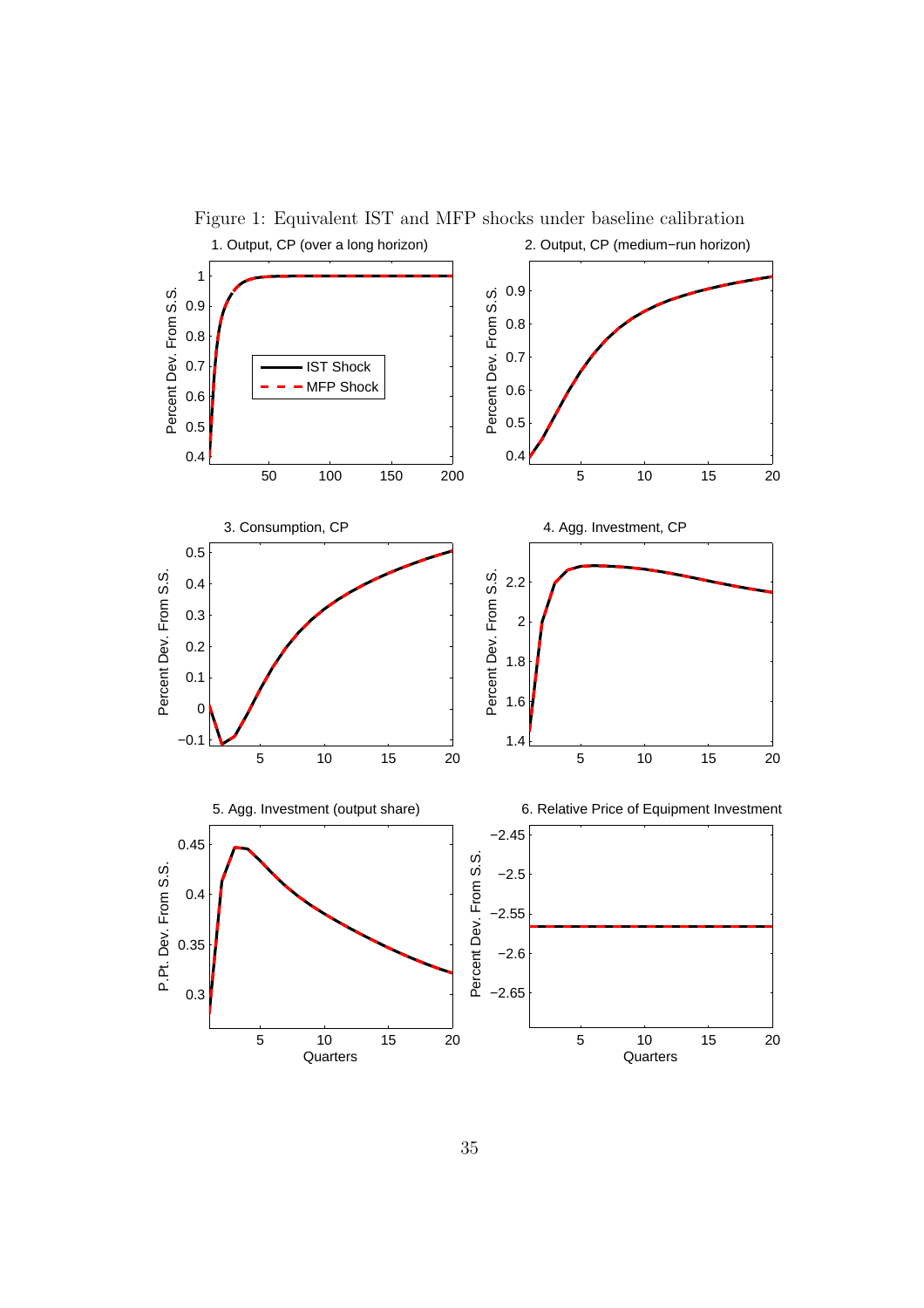Figure 1: Equivalent IST and MFP shocks under baseline calibration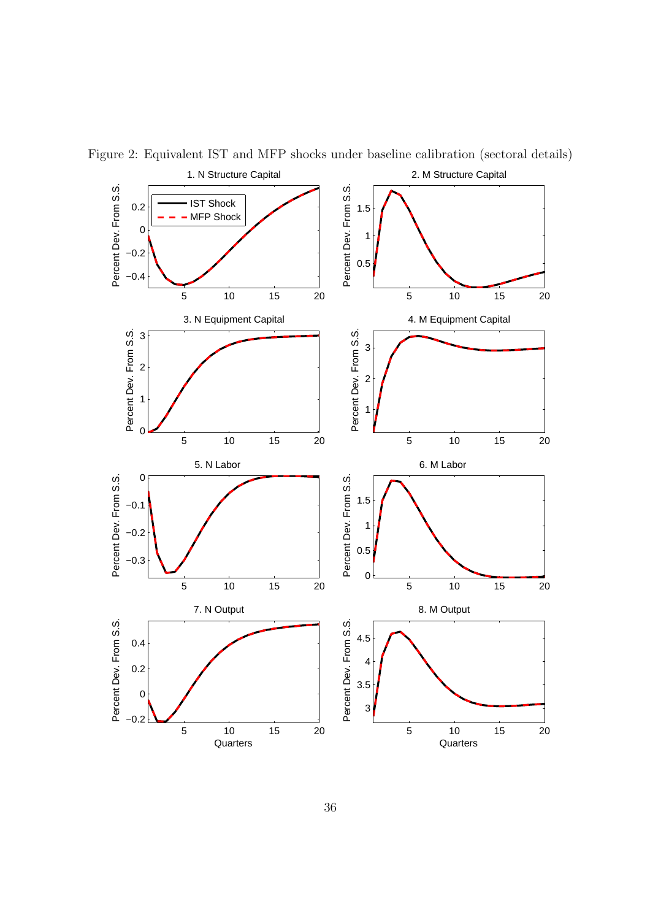Figure 2: Equivalent IST and MFP shocks under baseline calibration (sectoral details)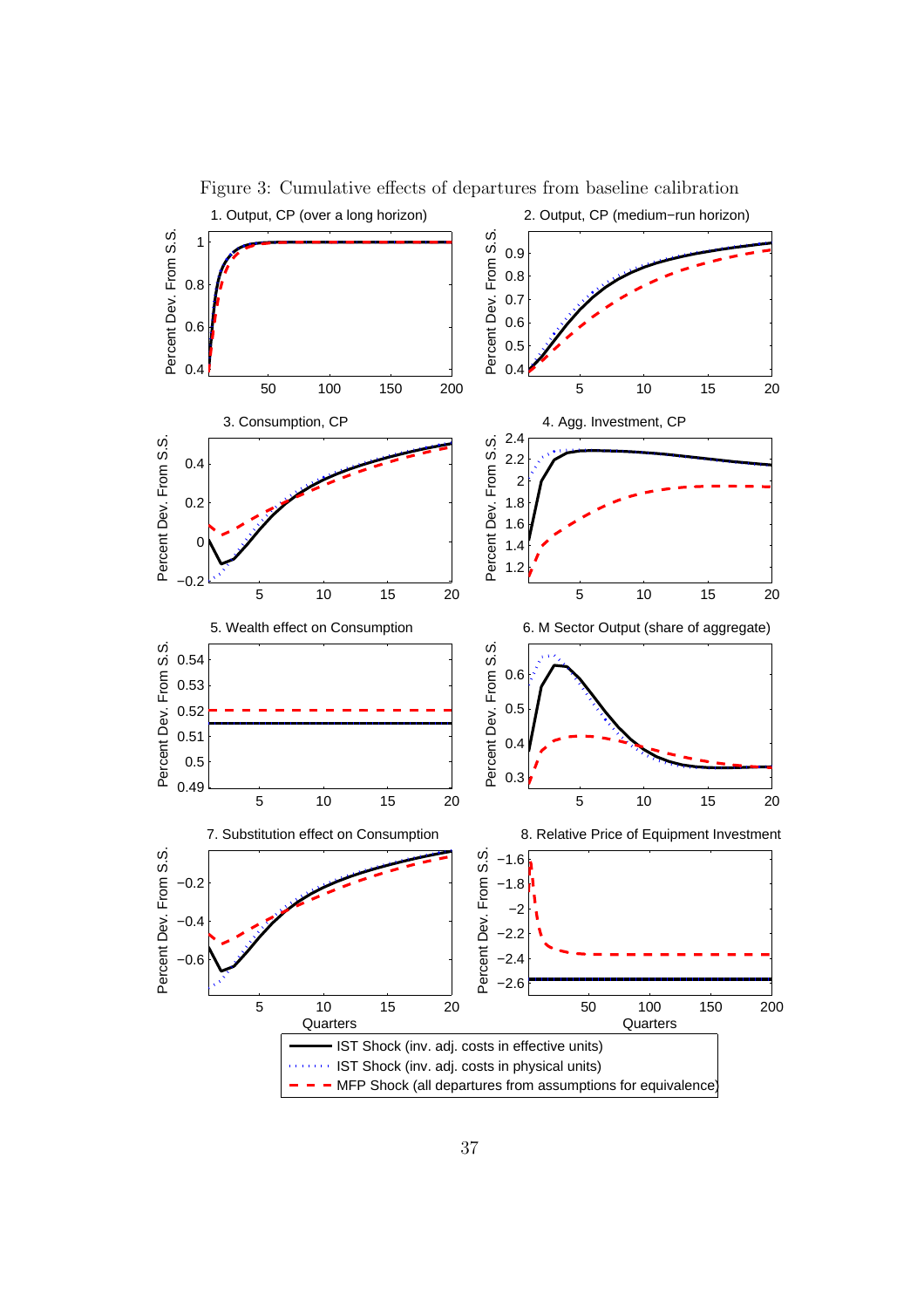Figure 3: Cumulative effects of departures from baseline calibration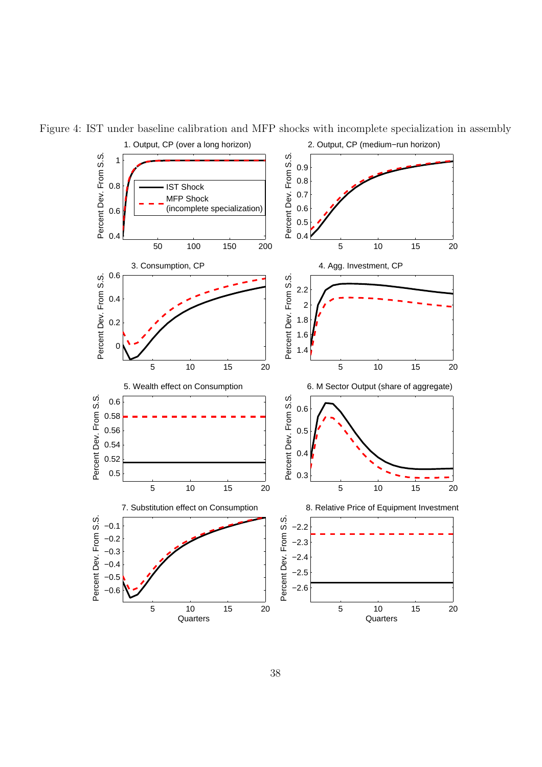Figure 4: IST under baseline calibration and MFP shocks with incomplete specialization in assembly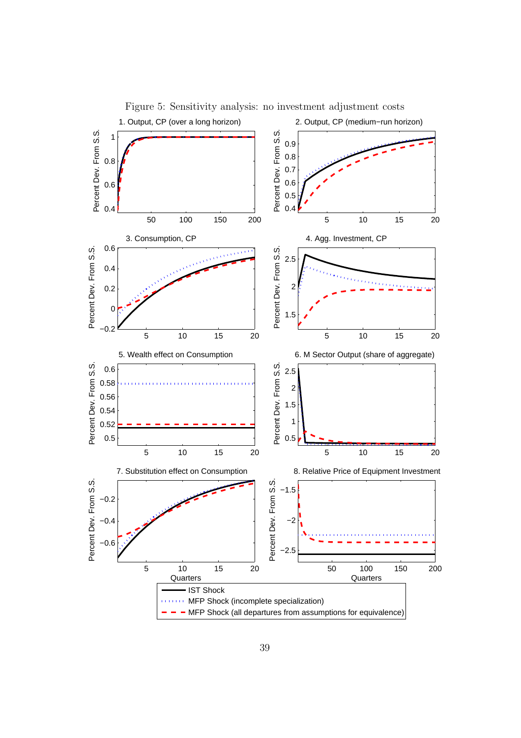Figure 5: Sensitivity analysis: no investment adjustment costs

1. Output, CP (over a long horizon)

2. Output, CP (medium−run horizon)

3. Consumption, CP

4. Agg. Investment, CP

5. Wealth effect on Consumption

6. M Sector Output (share of aggregate)

7. Substitution effect on Consumption

8. Relative Price of Equipment Investment

Percent Dev. From S.S.

Quarters

- IST Shock
- MFP Shock (incomplete specialization)
- MFP Shock (all departures from assumptions for equivalence)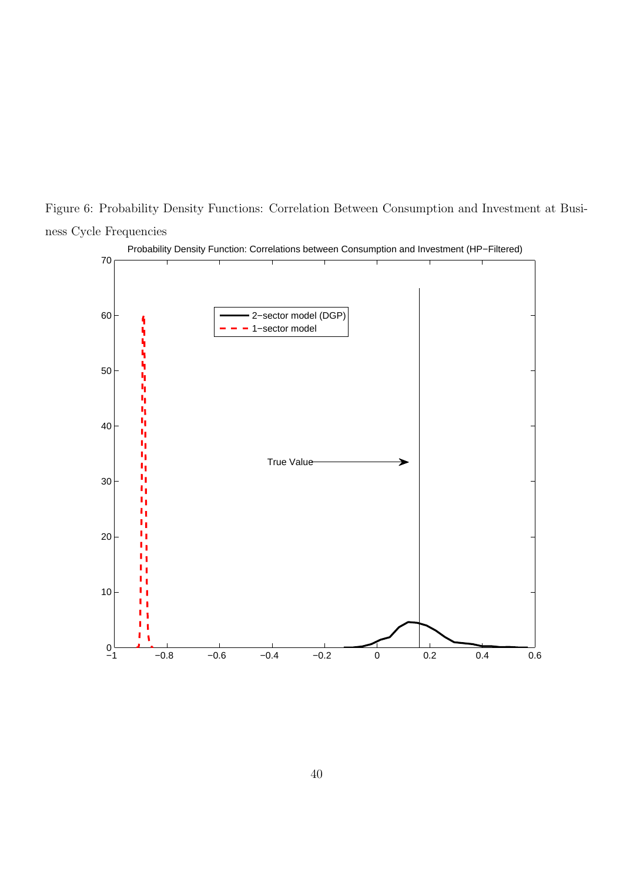Figure 6: Probability Density Functions: Correlation Between Consumption and Investment at Business Cycle Frequencies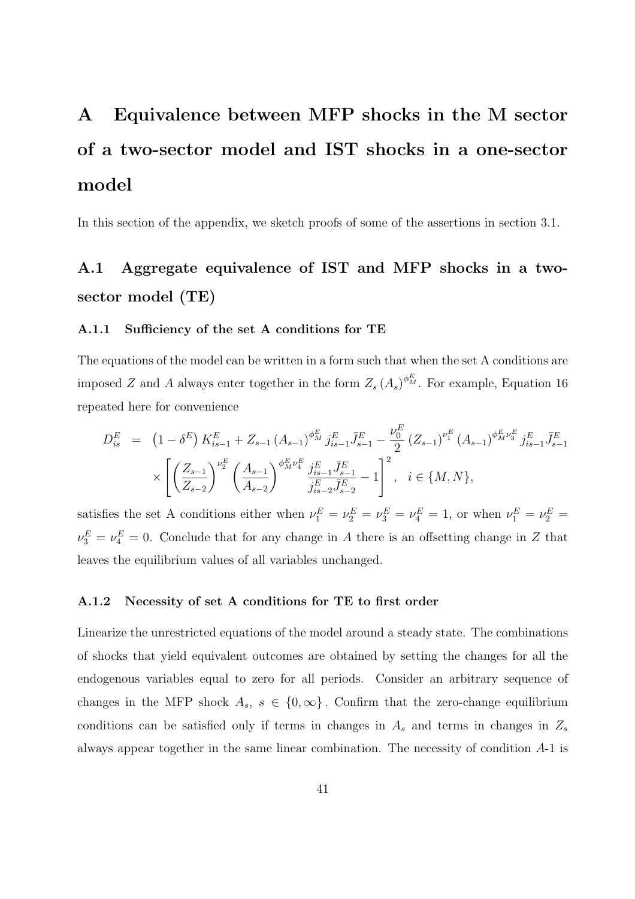# A Equivalence between MFP shocks in the M sector of a two-sector model and IST shocks in a one-sector model

In this section of the appendix, we sketch proofs of some of the assertions in section 3.1.

## A.1 Aggregate equivalence of IST and MFP shocks in a two-sector model (TE)

### A.1.1 Sufficiency of the set A conditions for TE

The equations of the model can be written in a form such that when the set A conditions are imposed $Z$ and $A$ always enter together in the form $Z_s (A_s)^{\phi_M^E}$. For example, Equation 16 repeated here for convenience

$$
\begin{aligned}
D_{is}^E &= \left(1-\delta^E\right) K_{is-1}^E + Z_{s-1} \left(A_{s-1}\right)^{\phi_M^E} j_{is-1}^E \bar{J}_{s-1}^E - \frac{\nu_0^E}{2} \left(Z_{s-1}\right)^{\nu_1^E} \left(A_{s-1}\right)^{\phi_M^E \nu_3^E} j_{is-1}^E \bar{J}_{s-1}^E \\
&\quad \times \left[ \left(\frac{Z_{s-1}}{Z_{s-2}}\right)^{\nu_2^E} \left(\frac{A_{s-1}}{A_{s-2}}\right)^{\phi_M^E \nu_4^E} \frac{j_{is-1}^E \bar{J}_{s-1}^E}{j_{is-2}^E \bar{J}_{s-2}^E} - 1 \right]^2, \quad i \in \{M, N\},
\end{aligned}
$$

satisfies the set A conditions either when $\nu_1^E = \nu_2^E = \nu_3^E = \nu_4^E = 1$, or when $\nu_1^E = \nu_2^E = \nu_3^E = \nu_4^E = 0$. Conclude that for any change in $A$ there is an offsetting change in $Z$ that leaves the equilibrium values of all variables unchanged.

### A.1.2 Necessity of set A conditions for TE to first order

Linearize the unrestricted equations of the model around a steady state. The combinations of shocks that yield equivalent outcomes are obtained by setting the changes for all the endogenous variables equal to zero for all periods. Consider an arbitrary sequence of changes in the MFP shock $A_s$, $s \in \{0, \infty\}$. Confirm that the zero-change equilibrium conditions can be satisfied only if terms in changes in $A_s$ and terms in changes in $Z_s$ always appear together in the same linear combination. The necessity of condition $A$-1 is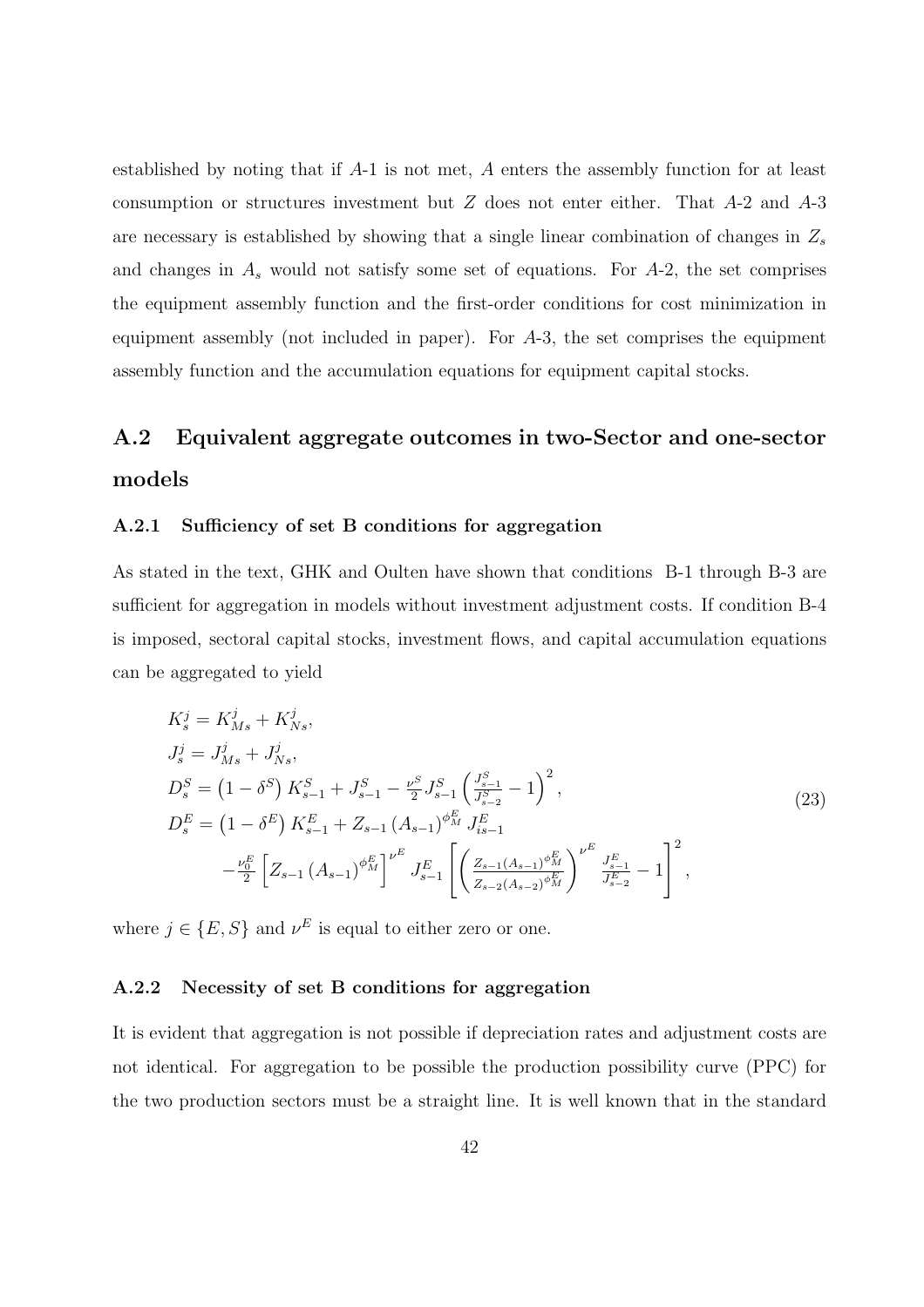established by noting that if $A$-1 is not met, $A$ enters the assembly function for at least consumption or structures investment but $Z$ does not enter either. That $A$-2 and $A$-3 are necessary is established by showing that a single linear combination of changes in $Z_s$ and changes in $A_s$ would not satisfy some set of equations. For $A$-2, the set comprises the equipment assembly function and the first-order conditions for cost minimization in equipment assembly (not included in paper). For $A$-3, the set comprises the equipment assembly function and the accumulation equations for equipment capital stocks.

## A.2 Equivalent aggregate outcomes in two-Sector and one-sector models

### A.2.1 Sufficiency of set B conditions for aggregation

As stated in the text, GHK and Oulten have shown that conditions B-1 through B-3 are sufficient for aggregation in models without investment adjustment costs. If condition B-4 is imposed, sectoral capital stocks, investment flows, and capital accumulation equations can be aggregated to yield

$$
\begin{aligned}
&K_s^j = K_{Ms}^j + K_{Ns}^j, \\
&J_s^j = J_{Ms}^j + J_{Ns}^j, \\
&D_s^S = \left(1-\delta^S\right) K_{s-1}^S + J_{s-1}^S - \tfrac{\nu^S}{2} J_{s-1}^S \left(\tfrac{J_{s-1}^S}{J_{s-2}^S} - 1\right)^2, \\
&D_s^E = \left(1-\delta^E\right) K_{s-1}^E + Z_{s-1}\left(A_{s-1}\right)^{\phi_M^E} J_{is-1}^E \\
&\quad - \tfrac{\nu_0^E}{2}\left[Z_{s-1}\left(A_{s-1}\right)^{\phi_M^E}\right]^{\nu^E} J_{s-1}^E \left[\left(\tfrac{Z_{s-1}\left(A_{s-1}\right)^{\phi_M^E}}{Z_{s-2}\left(A_{s-2}\right)^{\phi_M^E}}\right)^{\nu^E} \tfrac{J_{s-1}^E}{J_{s-2}^E} - 1\right]^2,
\end{aligned}
\tag{23}
$$

where $j \in \{E, S\}$ and $\nu^E$ is equal to either zero or one.

### A.2.2 Necessity of set B conditions for aggregation

It is evident that aggregation is not possible if depreciation rates and adjustment costs are not identical. For aggregation to be possible the production possibility curve (PPC) for the two production sectors must be a straight line. It is well known that in the standard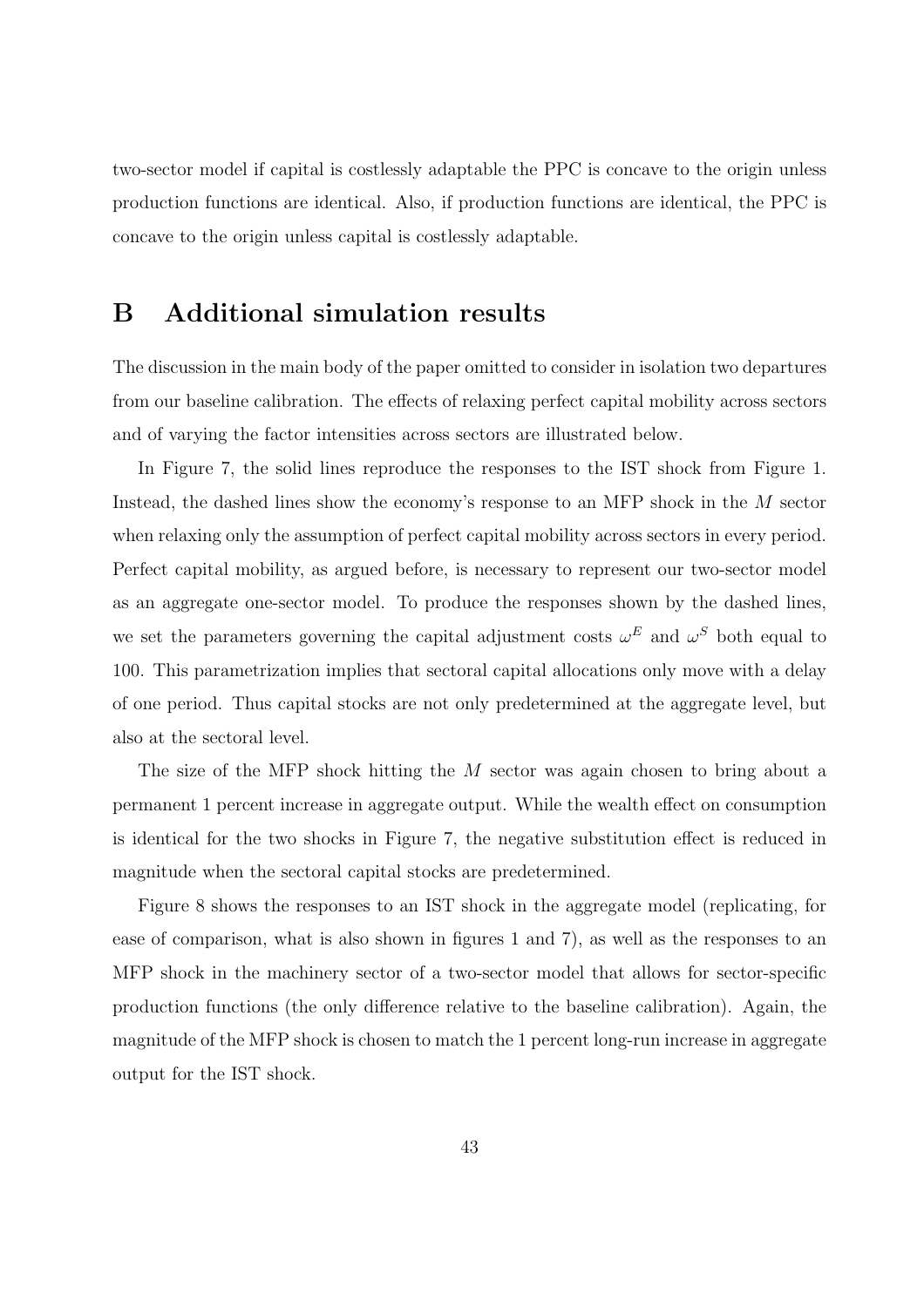two-sector model if capital is costlessly adaptable the PPC is concave to the origin unless production functions are identical. Also, if production functions are identical, the PPC is concave to the origin unless capital is costlessly adaptable.

# B Additional simulation results

The discussion in the main body of the paper omitted to consider in isolation two departures from our baseline calibration. The effects of relaxing perfect capital mobility across sectors and of varying the factor intensities across sectors are illustrated below.

In Figure 7, the solid lines reproduce the responses to the IST shock from Figure 1. Instead, the dashed lines show the economy's response to an MFP shock in the $M$ sector when relaxing only the assumption of perfect capital mobility across sectors in every period. Perfect capital mobility, as argued before, is necessary to represent our two-sector model as an aggregate one-sector model. To produce the responses shown by the dashed lines, we set the parameters governing the capital adjustment costs $\omega^E$ and $\omega^S$ both equal to 100. This parametrization implies that sectoral capital allocations only move with a delay of one period. Thus capital stocks are not only predetermined at the aggregate level, but also at the sectoral level.

The size of the MFP shock hitting the $M$ sector was again chosen to bring about a permanent 1 percent increase in aggregate output. While the wealth effect on consumption is identical for the two shocks in Figure 7, the negative substitution effect is reduced in magnitude when the sectoral capital stocks are predetermined.

Figure 8 shows the responses to an IST shock in the aggregate model (replicating, for ease of comparison, what is also shown in figures 1 and 7), as well as the responses to an MFP shock in the machinery sector of a two-sector model that allows for sector-specific production functions (the only difference relative to the baseline calibration). Again, the magnitude of the MFP shock is chosen to match the 1 percent long-run increase in aggregate output for the IST shock.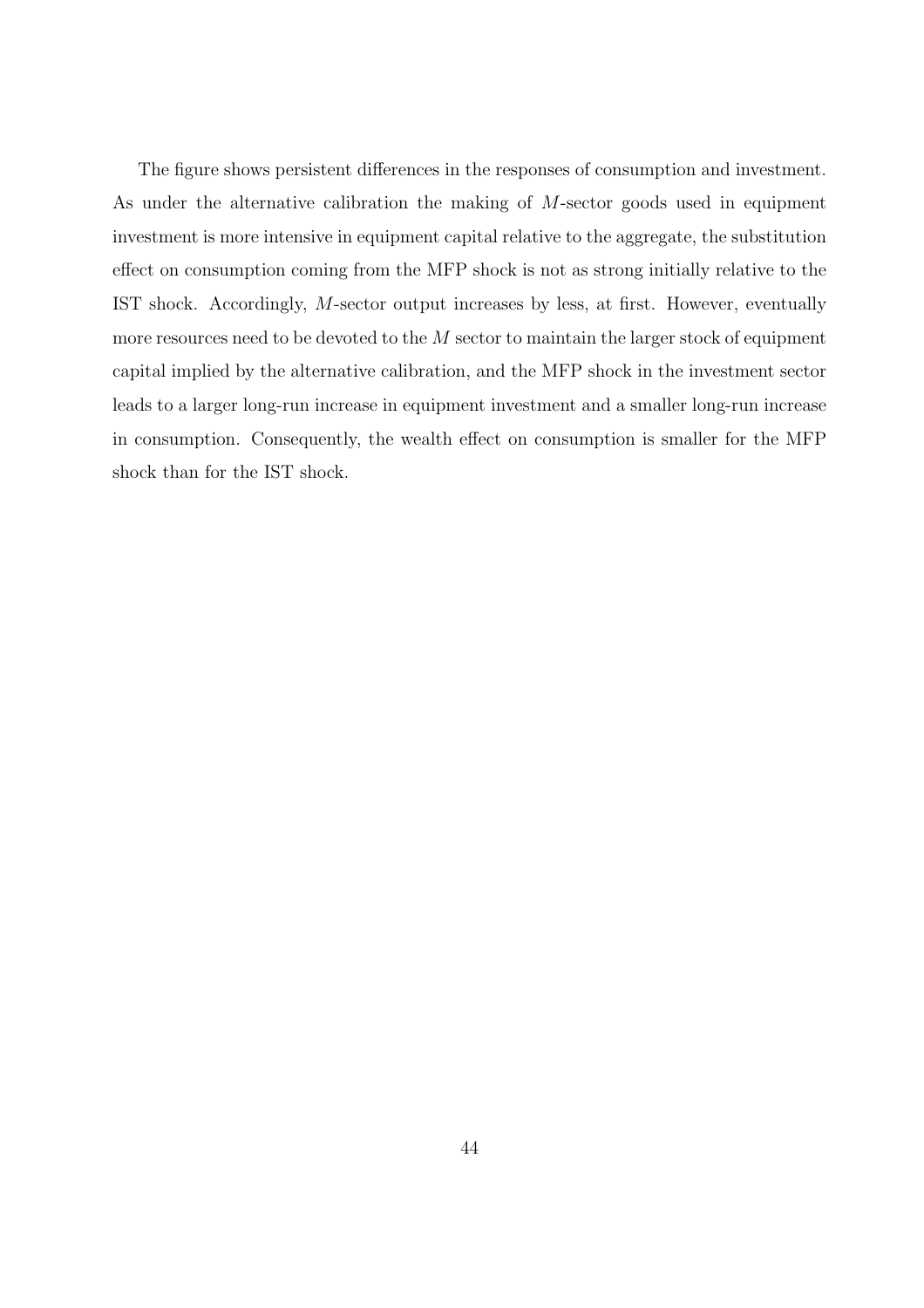The figure shows persistent differences in the responses of consumption and investment. As under the alternative calibration the making of $M$-sector goods used in equipment investment is more intensive in equipment capital relative to the aggregate, the substitution effect on consumption coming from the MFP shock is not as strong initially relative to the IST shock. Accordingly, $M$-sector output increases by less, at first. However, eventually more resources need to be devoted to the $M$ sector to maintain the larger stock of equipment capital implied by the alternative calibration, and the MFP shock in the investment sector leads to a larger long-run increase in equipment investment and a smaller long-run increase in consumption. Consequently, the wealth effect on consumption is smaller for the MFP shock than for the IST shock.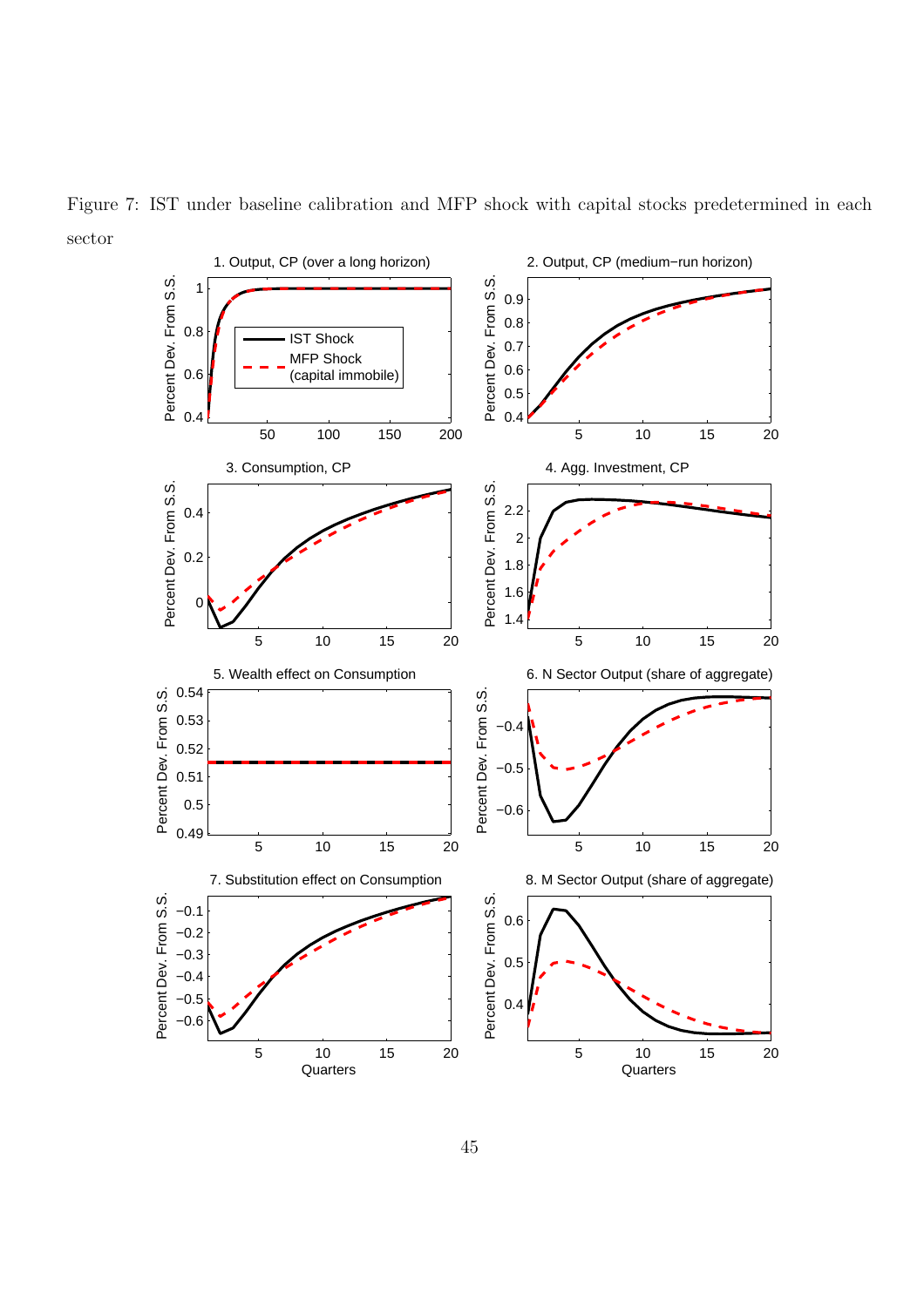Figure 7: IST under baseline calibration and MFP shock with capital stocks predetermined in each sector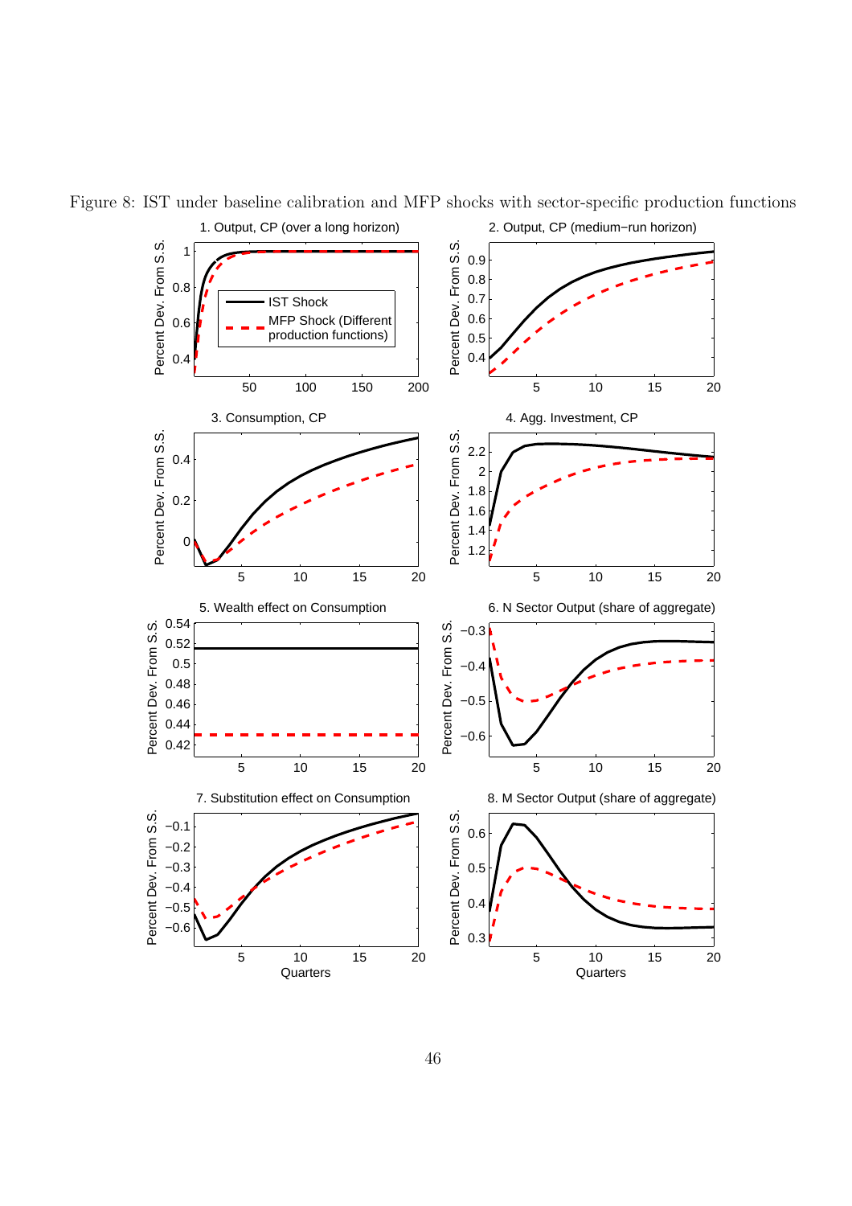Figure 8: IST under baseline calibration and MFP shocks with sector-specific production functions

1. Output, CP (over a long horizon)

Percent Dev. From S.S.

1
0.8
0.6
0.4

50 100 150 200

IST Shock
MFP Shock (Different production functions)

2. Output, CP (medium-run horizon)

Percent Dev. From S.S.

0.9
0.8
0.7
0.6
0.5
0.4

5 10 15 20

3. Consumption, CP

Percent Dev. From S.S.

0.4
0.2
0

5 10 15 20

4. Agg. Investment, CP

Percent Dev. From S.S.

2.2
2
1.8
1.6
1.4
1.2

5 10 15 20

5. Wealth effect on Consumption

Percent Dev. From S.S.

0.54
0.52
0.5
0.48
0.46
0.44
0.42

5 10 15 20

6. N Sector Output (share of aggregate)

Percent Dev. From S.S.

−0.3
−0.4
−0.5
−0.6

5 10 15 20

7. Substitution effect on Consumption

Percent Dev. From S.S.

−0.1
−0.2
−0.3
−0.4
−0.5
−0.6

5 10 15 20

Quarters

8. M Sector Output (share of aggregate)

Percent Dev. From S.S.

0.6
0.5
0.4
0.3

5 10 15 20

Quarters